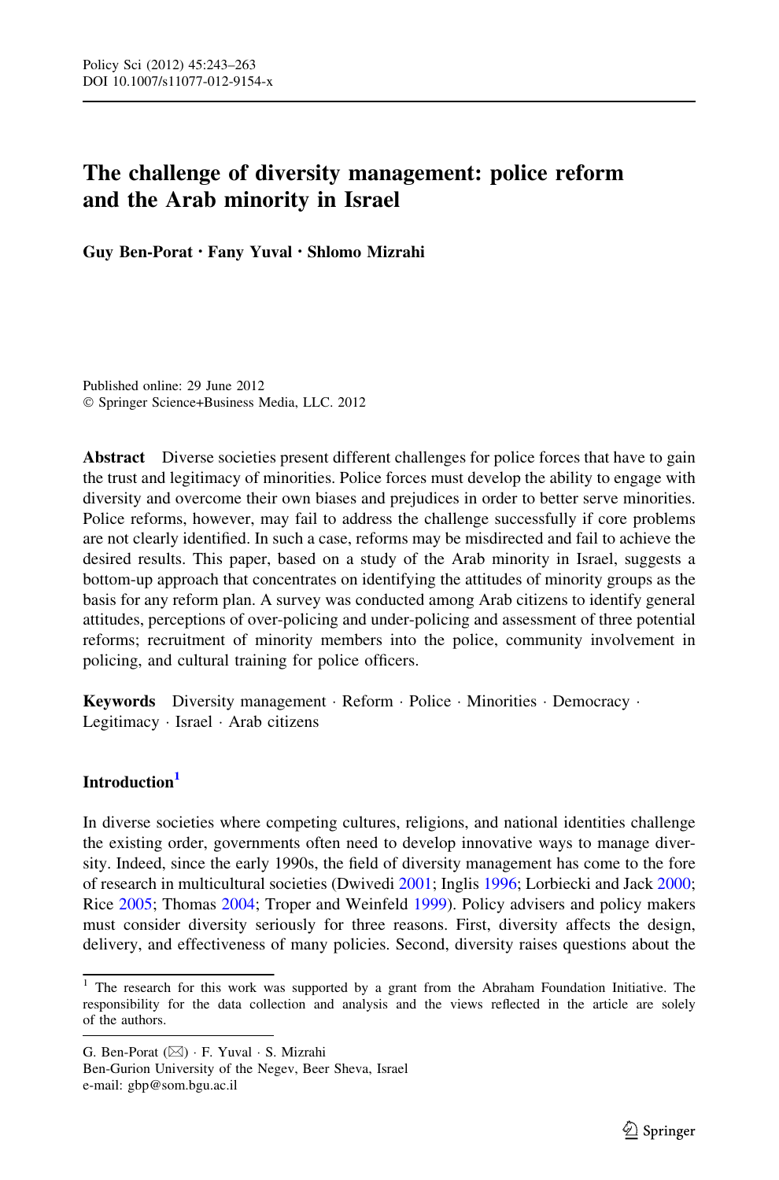# The challenge of diversity management: police reform and the Arab minority in Israel

**Guy Ben-Porat · Fany Yuval · Shlomo Mizrahi**

Published online: 29 June 2012
© Springer Science+Business Media, LLC. 2012

**Abstract** Diverse societies present different challenges for police forces that have to gain the trust and legitimacy of minorities. Police forces must develop the ability to engage with diversity and overcome their own biases and prejudices in order to better serve minorities. Police reforms, however, may fail to address the challenge successfully if core problems are not clearly identified. In such a case, reforms may be misdirected and fail to achieve the desired results. This paper, based on a study of the Arab minority in Israel, suggests a bottom-up approach that concentrates on identifying the attitudes of minority groups as the basis for any reform plan. A survey was conducted among Arab citizens to identify general attitudes, perceptions of over-policing and under-policing and assessment of three potential reforms; recruitment of minority members into the police, community involvement in policing, and cultural training for police officers.

**Keywords** Diversity management · Reform · Police · Minorities · Democracy · Legitimacy · Israel · Arab citizens

## Introduction[1]

In diverse societies where competing cultures, religions, and national identities challenge the existing order, governments often need to develop innovative ways to manage diversity. Indeed, since the early 1990s, the field of diversity management has come to the fore of research in multicultural societies (Dwivedi 2001; Inglis 1996; Lorbiecki and Jack 2000; Rice 2005; Thomas 2004; Troper and Weinfeld 1999). Policy advisers and policy makers must consider diversity seriously for three reasons. First, diversity affects the design, delivery, and effectiveness of many policies. Second, diversity raises questions about the

---

[1] The research for this work was supported by a grant from the Abraham Foundation Initiative. The responsibility for the data collection and analysis and the views reflected in the article are solely of the authors.

G. Ben-Porat (✉) · F. Yuval · S. Mizrahi
Ben-Gurion University of the Negev, Beer Sheva, Israel
e-mail: gbp@som.bgu.ac.il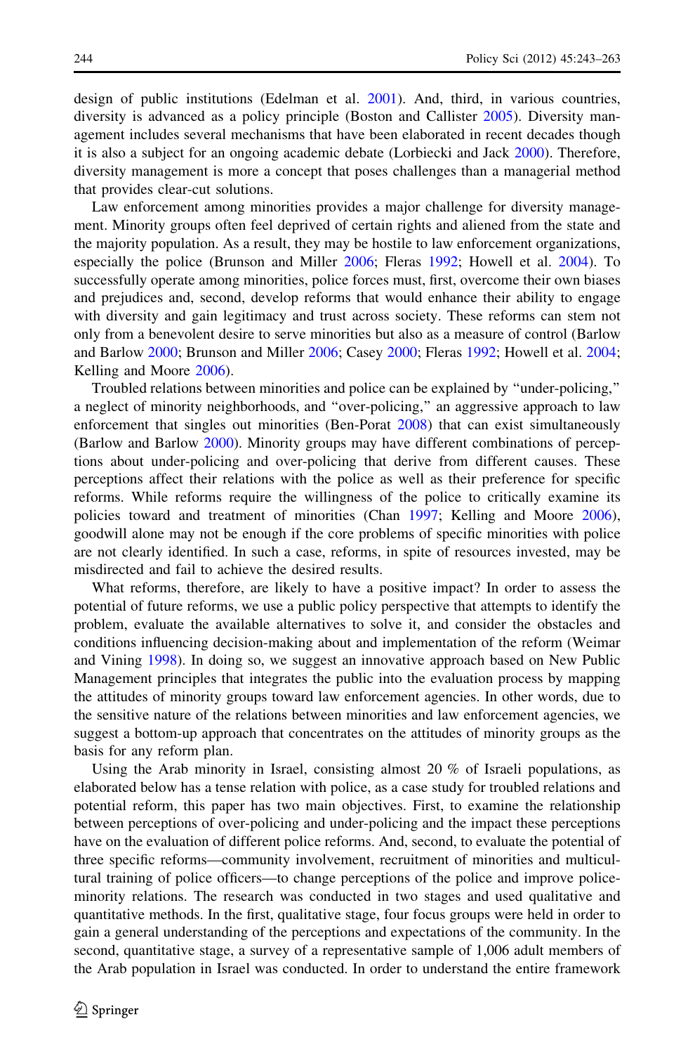design of public institutions (Edelman et al. 2001). And, third, in various countries, diversity is advanced as a policy principle (Boston and Callister 2005). Diversity management includes several mechanisms that have been elaborated in recent decades though it is also a subject for an ongoing academic debate (Lorbiecki and Jack 2000). Therefore, diversity management is more a concept that poses challenges than a managerial method that provides clear-cut solutions.

Law enforcement among minorities provides a major challenge for diversity management. Minority groups often feel deprived of certain rights and aliened from the state and the majority population. As a result, they may be hostile to law enforcement organizations, especially the police (Brunson and Miller 2006; Fleras 1992; Howell et al. 2004). To successfully operate among minorities, police forces must, first, overcome their own biases and prejudices and, second, develop reforms that would enhance their ability to engage with diversity and gain legitimacy and trust across society. These reforms can stem not only from a benevolent desire to serve minorities but also as a measure of control (Barlow and Barlow 2000; Brunson and Miller 2006; Casey 2000; Fleras 1992; Howell et al. 2004; Kelling and Moore 2006).

Troubled relations between minorities and police can be explained by "under-policing," a neglect of minority neighborhoods, and "over-policing," an aggressive approach to law enforcement that singles out minorities (Ben-Porat 2008) that can exist simultaneously (Barlow and Barlow 2000). Minority groups may have different combinations of perceptions about under-policing and over-policing that derive from different causes. These perceptions affect their relations with the police as well as their preference for specific reforms. While reforms require the willingness of the police to critically examine its policies toward and treatment of minorities (Chan 1997; Kelling and Moore 2006), goodwill alone may not be enough if the core problems of specific minorities with police are not clearly identified. In such a case, reforms, in spite of resources invested, may be misdirected and fail to achieve the desired results.

What reforms, therefore, are likely to have a positive impact? In order to assess the potential of future reforms, we use a public policy perspective that attempts to identify the problem, evaluate the available alternatives to solve it, and consider the obstacles and conditions influencing decision-making about and implementation of the reform (Weimar and Vining 1998). In doing so, we suggest an innovative approach based on New Public Management principles that integrates the public into the evaluation process by mapping the attitudes of minority groups toward law enforcement agencies. In other words, due to the sensitive nature of the relations between minorities and law enforcement agencies, we suggest a bottom-up approach that concentrates on the attitudes of minority groups as the basis for any reform plan.

Using the Arab minority in Israel, consisting almost 20 % of Israeli populations, as elaborated below has a tense relation with police, as a case study for troubled relations and potential reform, this paper has two main objectives. First, to examine the relationship between perceptions of over-policing and under-policing and the impact these perceptions have on the evaluation of different police reforms. And, second, to evaluate the potential of three specific reforms—community involvement, recruitment of minorities and multicultural training of police officers—to change perceptions of the police and improve police-minority relations. The research was conducted in two stages and used qualitative and quantitative methods. In the first, qualitative stage, four focus groups were held in order to gain a general understanding of the perceptions and expectations of the community. In the second, quantitative stage, a survey of a representative sample of 1,006 adult members of the Arab population in Israel was conducted. In order to understand the entire framework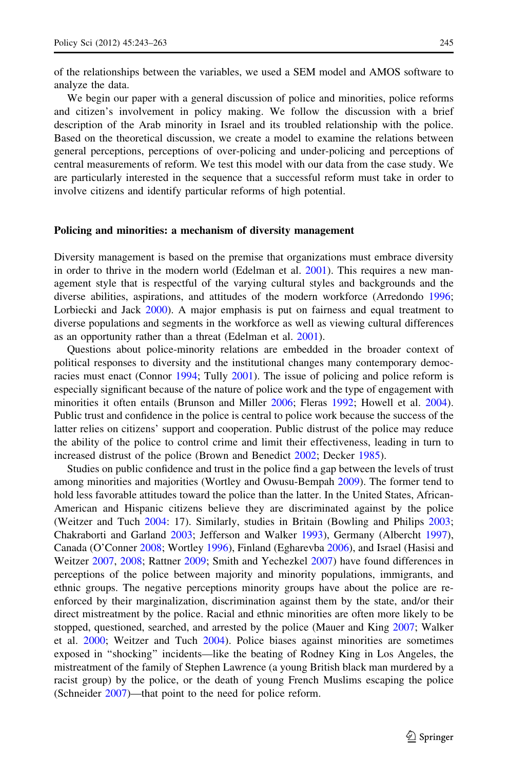of the relationships between the variables, we used a SEM model and AMOS software to analyze the data.

We begin our paper with a general discussion of police and minorities, police reforms and citizen's involvement in policy making. We follow the discussion with a brief description of the Arab minority in Israel and its troubled relationship with the police. Based on the theoretical discussion, we create a model to examine the relations between general perceptions, perceptions of over-policing and under-policing and perceptions of central measurements of reform. We test this model with our data from the case study. We are particularly interested in the sequence that a successful reform must take in order to involve citizens and identify particular reforms of high potential.

## Policing and minorities: a mechanism of diversity management

Diversity management is based on the premise that organizations must embrace diversity in order to thrive in the modern world (Edelman et al. 2001). This requires a new management style that is respectful of the varying cultural styles and backgrounds and the diverse abilities, aspirations, and attitudes of the modern workforce (Arredondo 1996; Lorbiecki and Jack 2000). A major emphasis is put on fairness and equal treatment to diverse populations and segments in the workforce as well as viewing cultural differences as an opportunity rather than a threat (Edelman et al. 2001).

Questions about police-minority relations are embedded in the broader context of political responses to diversity and the institutional changes many contemporary democracies must enact (Connor 1994; Tully 2001). The issue of policing and police reform is especially significant because of the nature of police work and the type of engagement with minorities it often entails (Brunson and Miller 2006; Fleras 1992; Howell et al. 2004). Public trust and confidence in the police is central to police work because the success of the latter relies on citizens' support and cooperation. Public distrust of the police may reduce the ability of the police to control crime and limit their effectiveness, leading in turn to increased distrust of the police (Brown and Benedict 2002; Decker 1985).

Studies on public confidence and trust in the police find a gap between the levels of trust among minorities and majorities (Wortley and Owusu-Bempah 2009). The former tend to hold less favorable attitudes toward the police than the latter. In the United States, African-American and Hispanic citizens believe they are discriminated against by the police (Weitzer and Tuch 2004: 17). Similarly, studies in Britain (Bowling and Philips 2003; Chakraborti and Garland 2003; Jefferson and Walker 1993), Germany (Albercht 1997), Canada (O'Conner 2008; Wortley 1996), Finland (Egharevba 2006), and Israel (Hasisi and Weitzer 2007, 2008; Rattner 2009; Smith and Yechezkel 2007) have found differences in perceptions of the police between majority and minority populations, immigrants, and ethnic groups. The negative perceptions minority groups have about the police are re-enforced by their marginalization, discrimination against them by the state, and/or their direct mistreatment by the police. Racial and ethnic minorities are often more likely to be stopped, questioned, searched, and arrested by the police (Mauer and King 2007; Walker et al. 2000; Weitzer and Tuch 2004). Police biases against minorities are sometimes exposed in "shocking" incidents—like the beating of Rodney King in Los Angeles, the mistreatment of the family of Stephen Lawrence (a young British black man murdered by a racist group) by the police, or the death of young French Muslims escaping the police (Schneider 2007)—that point to the need for police reform.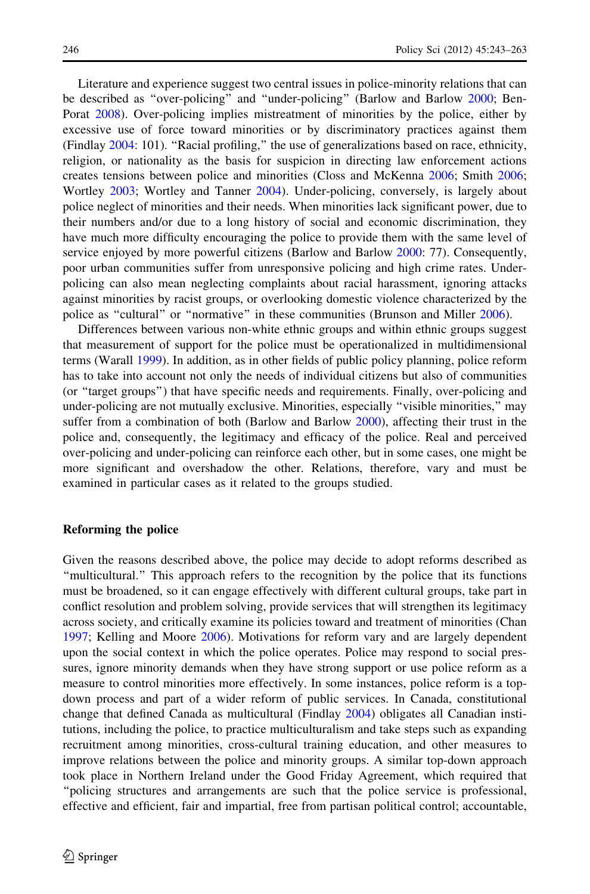Literature and experience suggest two central issues in police-minority relations that can be described as "over-policing" and "under-policing" (Barlow and Barlow 2000; Ben-Porat 2008). Over-policing implies mistreatment of minorities by the police, either by excessive use of force toward minorities or by discriminatory practices against them (Findlay 2004: 101). "Racial profiling," the use of generalizations based on race, ethnicity, religion, or nationality as the basis for suspicion in directing law enforcement actions creates tensions between police and minorities (Closs and McKenna 2006; Smith 2006; Wortley 2003; Wortley and Tanner 2004). Under-policing, conversely, is largely about police neglect of minorities and their needs. When minorities lack significant power, due to their numbers and/or due to a long history of social and economic discrimination, they have much more difficulty encouraging the police to provide them with the same level of service enjoyed by more powerful citizens (Barlow and Barlow 2000: 77). Consequently, poor urban communities suffer from unresponsive policing and high crime rates. Under-policing can also mean neglecting complaints about racial harassment, ignoring attacks against minorities by racist groups, or overlooking domestic violence characterized by the police as "cultural" or "normative" in these communities (Brunson and Miller 2006).

Differences between various non-white ethnic groups and within ethnic groups suggest that measurement of support for the police must be operationalized in multidimensional terms (Warall 1999). In addition, as in other fields of public policy planning, police reform has to take into account not only the needs of individual citizens but also of communities (or "target groups") that have specific needs and requirements. Finally, over-policing and under-policing are not mutually exclusive. Minorities, especially "visible minorities," may suffer from a combination of both (Barlow and Barlow 2000), affecting their trust in the police and, consequently, the legitimacy and efficacy of the police. Real and perceived over-policing and under-policing can reinforce each other, but in some cases, one might be more significant and overshadow the other. Relations, therefore, vary and must be examined in particular cases as it related to the groups studied.

## Reforming the police

Given the reasons described above, the police may decide to adopt reforms described as "multicultural." This approach refers to the recognition by the police that its functions must be broadened, so it can engage effectively with different cultural groups, take part in conflict resolution and problem solving, provide services that will strengthen its legitimacy across society, and critically examine its policies toward and treatment of minorities (Chan 1997; Kelling and Moore 2006). Motivations for reform vary and are largely dependent upon the social context in which the police operates. Police may respond to social pressures, ignore minority demands when they have strong support or use police reform as a measure to control minorities more effectively. In some instances, police reform is a top-down process and part of a wider reform of public services. In Canada, constitutional change that defined Canada as multicultural (Findlay 2004) obligates all Canadian institutions, including the police, to practice multiculturalism and take steps such as expanding recruitment among minorities, cross-cultural training education, and other measures to improve relations between the police and minority groups. A similar top-down approach took place in Northern Ireland under the Good Friday Agreement, which required that "policing structures and arrangements are such that the police service is professional, effective and efficient, fair and impartial, free from partisan political control; accountable,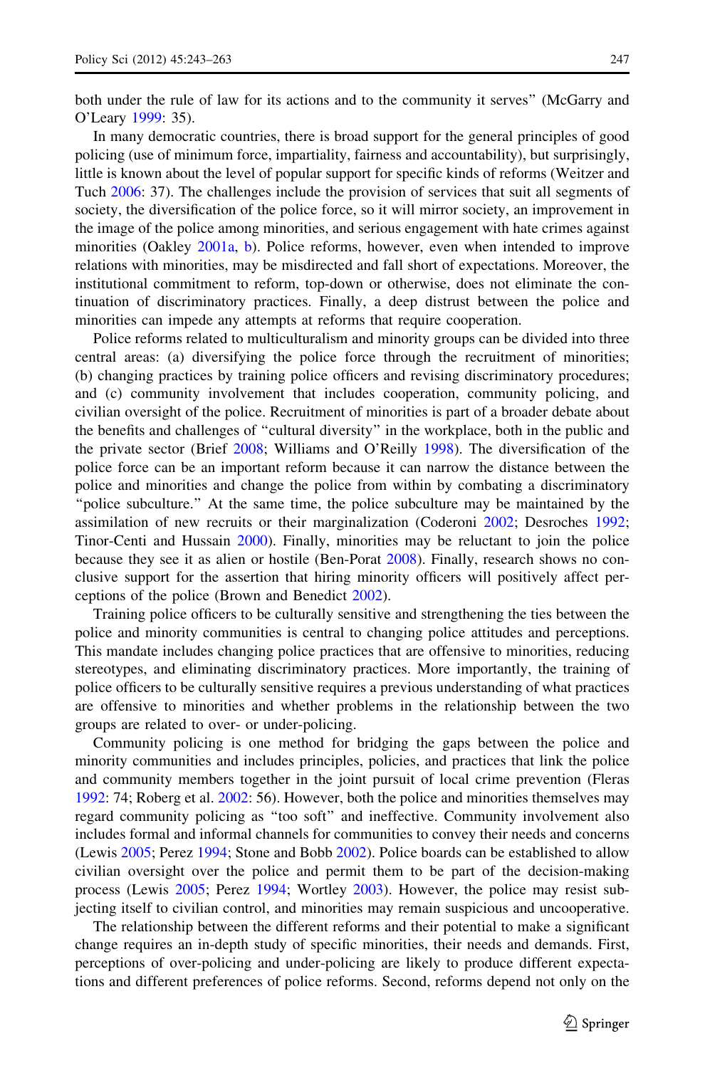both under the rule of law for its actions and to the community it serves" (McGarry and O'Leary 1999: 35).

In many democratic countries, there is broad support for the general principles of good policing (use of minimum force, impartiality, fairness and accountability), but surprisingly, little is known about the level of popular support for specific kinds of reforms (Weitzer and Tuch 2006: 37). The challenges include the provision of services that suit all segments of society, the diversification of the police force, so it will mirror society, an improvement in the image of the police among minorities, and serious engagement with hate crimes against minorities (Oakley 2001a, b). Police reforms, however, even when intended to improve relations with minorities, may be misdirected and fall short of expectations. Moreover, the institutional commitment to reform, top-down or otherwise, does not eliminate the continuation of discriminatory practices. Finally, a deep distrust between the police and minorities can impede any attempts at reforms that require cooperation.

Police reforms related to multiculturalism and minority groups can be divided into three central areas: (a) diversifying the police force through the recruitment of minorities; (b) changing practices by training police officers and revising discriminatory procedures; and (c) community involvement that includes cooperation, community policing, and civilian oversight of the police. Recruitment of minorities is part of a broader debate about the benefits and challenges of "cultural diversity" in the workplace, both in the public and the private sector (Brief 2008; Williams and O'Reilly 1998). The diversification of the police force can be an important reform because it can narrow the distance between the police and minorities and change the police from within by combating a discriminatory "police subculture." At the same time, the police subculture may be maintained by the assimilation of new recruits or their marginalization (Coderoni 2002; Desroches 1992; Tinor-Centi and Hussain 2000). Finally, minorities may be reluctant to join the police because they see it as alien or hostile (Ben-Porat 2008). Finally, research shows no conclusive support for the assertion that hiring minority officers will positively affect perceptions of the police (Brown and Benedict 2002).

Training police officers to be culturally sensitive and strengthening the ties between the police and minority communities is central to changing police attitudes and perceptions. This mandate includes changing police practices that are offensive to minorities, reducing stereotypes, and eliminating discriminatory practices. More importantly, the training of police officers to be culturally sensitive requires a previous understanding of what practices are offensive to minorities and whether problems in the relationship between the two groups are related to over- or under-policing.

Community policing is one method for bridging the gaps between the police and minority communities and includes principles, policies, and practices that link the police and community members together in the joint pursuit of local crime prevention (Fleras 1992: 74; Roberg et al. 2002: 56). However, both the police and minorities themselves may regard community policing as "too soft" and ineffective. Community involvement also includes formal and informal channels for communities to convey their needs and concerns (Lewis 2005; Perez 1994; Stone and Bobb 2002). Police boards can be established to allow civilian oversight over the police and permit them to be part of the decision-making process (Lewis 2005; Perez 1994; Wortley 2003). However, the police may resist subjecting itself to civilian control, and minorities may remain suspicious and uncooperative.

The relationship between the different reforms and their potential to make a significant change requires an in-depth study of specific minorities, their needs and demands. First, perceptions of over-policing and under-policing are likely to produce different expectations and different preferences of police reforms. Second, reforms depend not only on the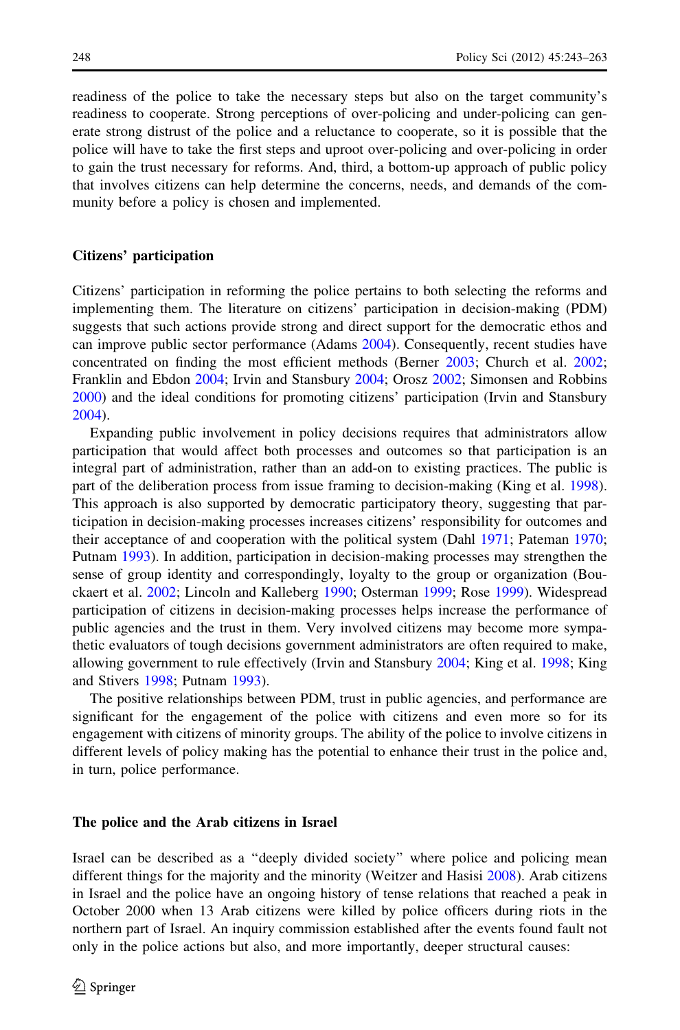readiness of the police to take the necessary steps but also on the target community's readiness to cooperate. Strong perceptions of over-policing and under-policing can generate strong distrust of the police and a reluctance to cooperate, so it is possible that the police will have to take the first steps and uproot over-policing and over-policing in order to gain the trust necessary for reforms. And, third, a bottom-up approach of public policy that involves citizens can help determine the concerns, needs, and demands of the community before a policy is chosen and implemented.

### Citizens' participation

Citizens' participation in reforming the police pertains to both selecting the reforms and implementing them. The literature on citizens' participation in decision-making (PDM) suggests that such actions provide strong and direct support for the democratic ethos and can improve public sector performance (Adams 2004). Consequently, recent studies have concentrated on finding the most efficient methods (Berner 2003; Church et al. 2002; Franklin and Ebdon 2004; Irvin and Stansbury 2004; Orosz 2002; Simonsen and Robbins 2000) and the ideal conditions for promoting citizens' participation (Irvin and Stansbury 2004).

Expanding public involvement in policy decisions requires that administrators allow participation that would affect both processes and outcomes so that participation is an integral part of administration, rather than an add-on to existing practices. The public is part of the deliberation process from issue framing to decision-making (King et al. 1998). This approach is also supported by democratic participatory theory, suggesting that participation in decision-making processes increases citizens' responsibility for outcomes and their acceptance of and cooperation with the political system (Dahl 1971; Pateman 1970; Putnam 1993). In addition, participation in decision-making processes may strengthen the sense of group identity and correspondingly, loyalty to the group or organization (Bouckaert et al. 2002; Lincoln and Kalleberg 1990; Osterman 1999; Rose 1999). Widespread participation of citizens in decision-making processes helps increase the performance of public agencies and the trust in them. Very involved citizens may become more sympathetic evaluators of tough decisions government administrators are often required to make, allowing government to rule effectively (Irvin and Stansbury 2004; King et al. 1998; King and Stivers 1998; Putnam 1993).

The positive relationships between PDM, trust in public agencies, and performance are significant for the engagement of the police with citizens and even more so for its engagement with citizens of minority groups. The ability of the police to involve citizens in different levels of policy making has the potential to enhance their trust in the police and, in turn, police performance.

### The police and the Arab citizens in Israel

Israel can be described as a "deeply divided society" where police and policing mean different things for the majority and the minority (Weitzer and Hasisi 2008). Arab citizens in Israel and the police have an ongoing history of tense relations that reached a peak in October 2000 when 13 Arab citizens were killed by police officers during riots in the northern part of Israel. An inquiry commission established after the events found fault not only in the police actions but also, and more importantly, deeper structural causes: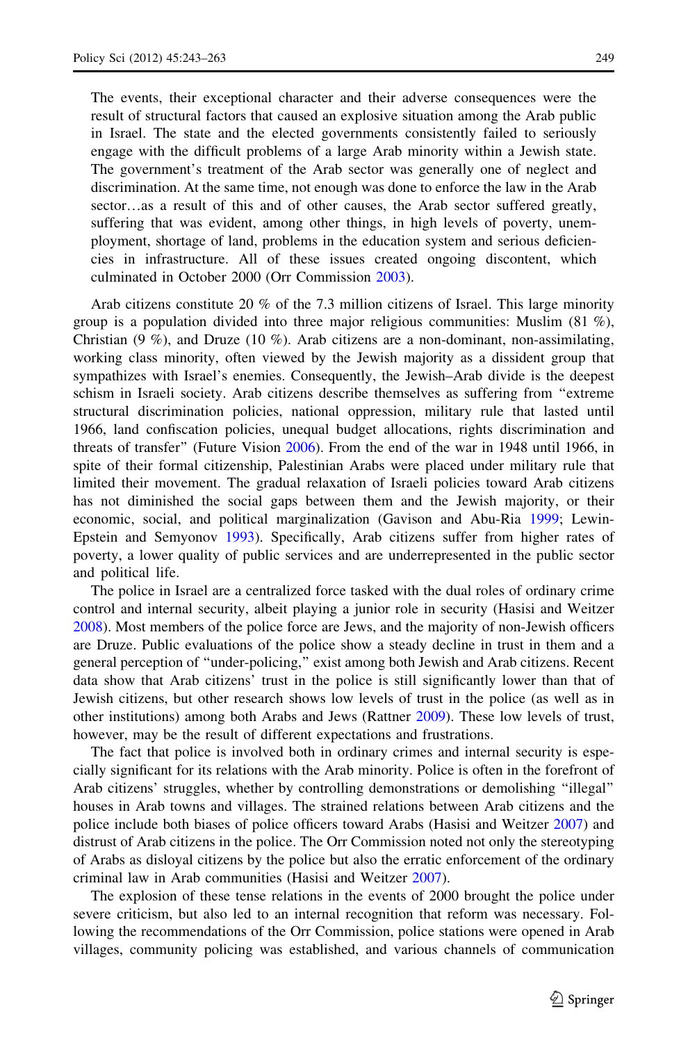> The events, their exceptional character and their adverse consequences were the result of structural factors that caused an explosive situation among the Arab public in Israel. The state and the elected governments consistently failed to seriously engage with the difficult problems of a large Arab minority within a Jewish state. The government's treatment of the Arab sector was generally one of neglect and discrimination. At the same time, not enough was done to enforce the law in the Arab sector…as a result of this and of other causes, the Arab sector suffered greatly, suffering that was evident, among other things, in high levels of poverty, unemployment, shortage of land, problems in the education system and serious deficiencies in infrastructure. All of these issues created ongoing discontent, which culminated in October 2000 (Orr Commission 2003).

Arab citizens constitute 20 % of the 7.3 million citizens of Israel. This large minority group is a population divided into three major religious communities: Muslim (81 %), Christian (9 %), and Druze (10 %). Arab citizens are a non-dominant, non-assimilating, working class minority, often viewed by the Jewish majority as a dissident group that sympathizes with Israel's enemies. Consequently, the Jewish–Arab divide is the deepest schism in Israeli society. Arab citizens describe themselves as suffering from "extreme structural discrimination policies, national oppression, military rule that lasted until 1966, land confiscation policies, unequal budget allocations, rights discrimination and threats of transfer" (Future Vision 2006). From the end of the war in 1948 until 1966, in spite of their formal citizenship, Palestinian Arabs were placed under military rule that limited their movement. The gradual relaxation of Israeli policies toward Arab citizens has not diminished the social gaps between them and the Jewish majority, or their economic, social, and political marginalization (Gavison and Abu-Ria 1999; Lewin-Epstein and Semyonov 1993). Specifically, Arab citizens suffer from higher rates of poverty, a lower quality of public services and are underrepresented in the public sector and political life.

The police in Israel are a centralized force tasked with the dual roles of ordinary crime control and internal security, albeit playing a junior role in security (Hasisi and Weitzer 2008). Most members of the police force are Jews, and the majority of non-Jewish officers are Druze. Public evaluations of the police show a steady decline in trust in them and a general perception of "under-policing," exist among both Jewish and Arab citizens. Recent data show that Arab citizens' trust in the police is still significantly lower than that of Jewish citizens, but other research shows low levels of trust in the police (as well as in other institutions) among both Arabs and Jews (Rattner 2009). These low levels of trust, however, may be the result of different expectations and frustrations.

The fact that police is involved both in ordinary crimes and internal security is especially significant for its relations with the Arab minority. Police is often in the forefront of Arab citizens' struggles, whether by controlling demonstrations or demolishing "illegal" houses in Arab towns and villages. The strained relations between Arab citizens and the police include both biases of police officers toward Arabs (Hasisi and Weitzer 2007) and distrust of Arab citizens in the police. The Orr Commission noted not only the stereotyping of Arabs as disloyal citizens by the police but also the erratic enforcement of the ordinary criminal law in Arab communities (Hasisi and Weitzer 2007).

The explosion of these tense relations in the events of 2000 brought the police under severe criticism, but also led to an internal recognition that reform was necessary. Following the recommendations of the Orr Commission, police stations were opened in Arab villages, community policing was established, and various channels of communication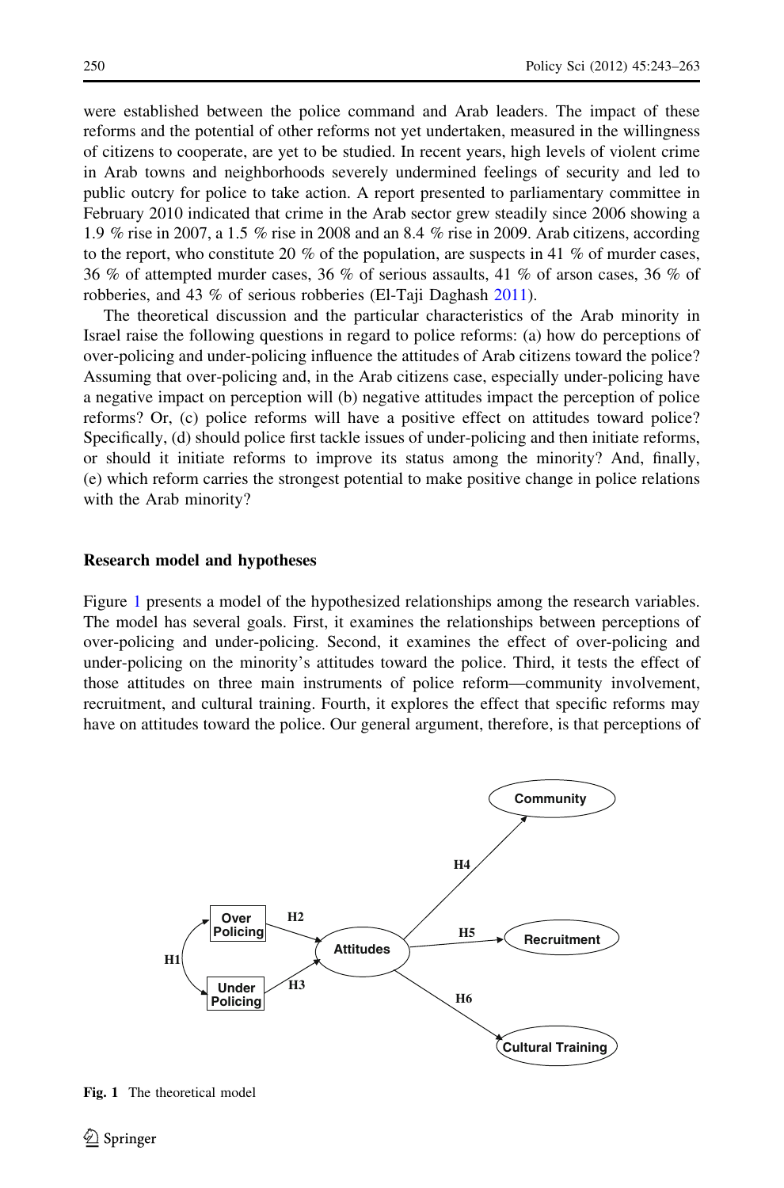were established between the police command and Arab leaders. The impact of these reforms and the potential of other reforms not yet undertaken, measured in the willingness of citizens to cooperate, are yet to be studied. In recent years, high levels of violent crime in Arab towns and neighborhoods severely undermined feelings of security and led to public outcry for police to take action. A report presented to parliamentary committee in February 2010 indicated that crime in the Arab sector grew steadily since 2006 showing a 1.9 % rise in 2007, a 1.5 % rise in 2008 and an 8.4 % rise in 2009. Arab citizens, according to the report, who constitute 20 % of the population, are suspects in 41 % of murder cases, 36 % of attempted murder cases, 36 % of serious assaults, 41 % of arson cases, 36 % of robberies, and 43 % of serious robberies (El-Taji Daghash 2011).

The theoretical discussion and the particular characteristics of the Arab minority in Israel raise the following questions in regard to police reforms: (a) how do perceptions of over-policing and under-policing influence the attitudes of Arab citizens toward the police? Assuming that over-policing and, in the Arab citizens case, especially under-policing have a negative impact on perception will (b) negative attitudes impact the perception of police reforms? Or, (c) police reforms will have a positive effect on attitudes toward police? Specifically, (d) should police first tackle issues of under-policing and then initiate reforms, or should it initiate reforms to improve its status among the minority? And, finally, (e) which reform carries the strongest potential to make positive change in police relations with the Arab minority?

## Research model and hypotheses

Figure 1 presents a model of the hypothesized relationships among the research variables. The model has several goals. First, it examines the relationships between perceptions of over-policing and under-policing. Second, it examines the effect of over-policing and under-policing on the minority's attitudes toward the police. Third, it tests the effect of those attitudes on three main instruments of police reform—community involvement, recruitment, and cultural training. Fourth, it explores the effect that specific reforms may have on attitudes toward the police. Our general argument, therefore, is that perceptions of

**Fig. 1** The theoretical model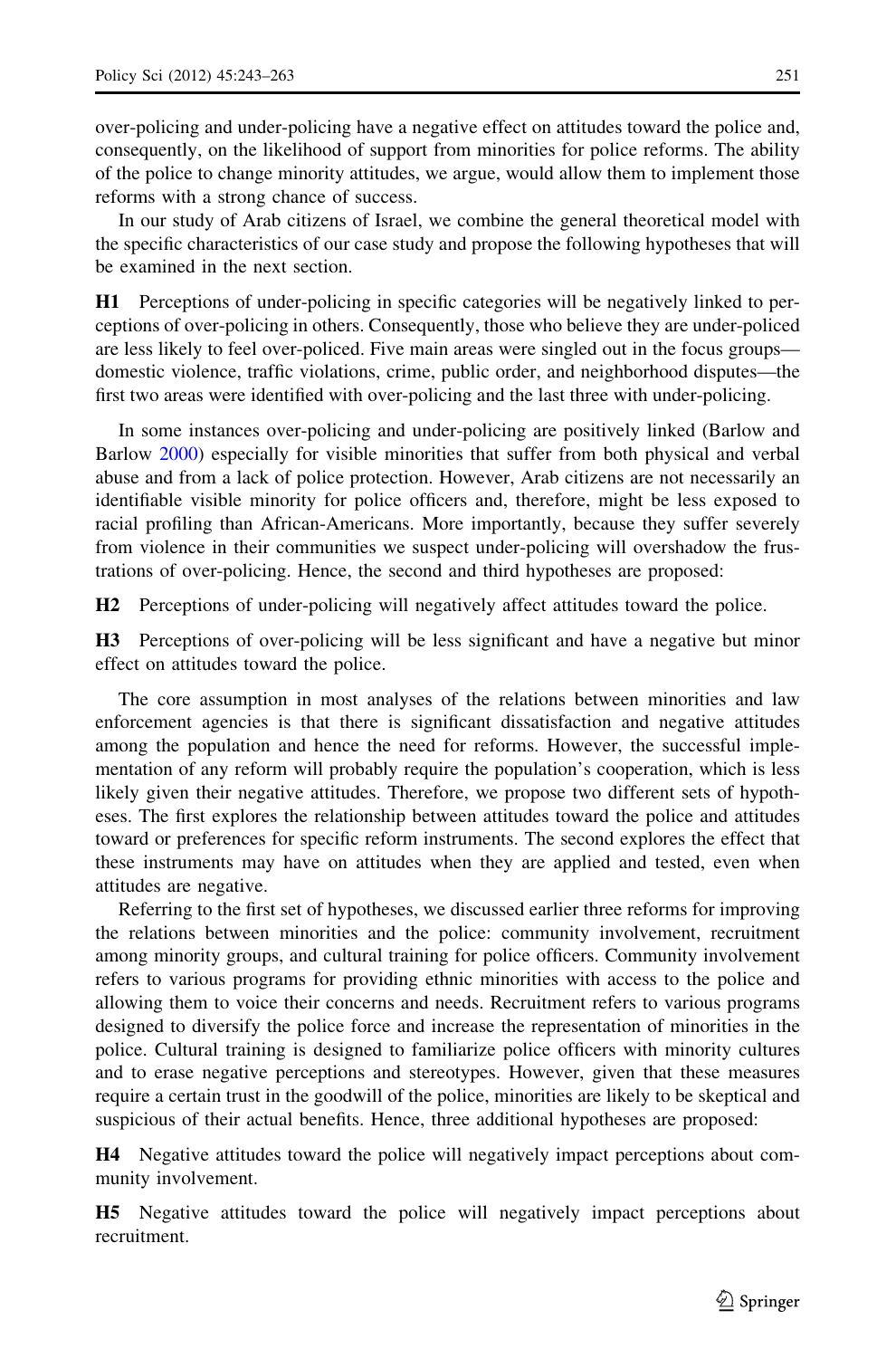over-policing and under-policing have a negative effect on attitudes toward the police and, consequently, on the likelihood of support from minorities for police reforms. The ability of the police to change minority attitudes, we argue, would allow them to implement those reforms with a strong chance of success.

In our study of Arab citizens of Israel, we combine the general theoretical model with the specific characteristics of our case study and propose the following hypotheses that will be examined in the next section.

**H1** Perceptions of under-policing in specific categories will be negatively linked to perceptions of over-policing in others. Consequently, those who believe they are under-policed are less likely to feel over-policed. Five main areas were singled out in the focus groups—domestic violence, traffic violations, crime, public order, and neighborhood disputes—the first two areas were identified with over-policing and the last three with under-policing.

In some instances over-policing and under-policing are positively linked (Barlow and Barlow 2000) especially for visible minorities that suffer from both physical and verbal abuse and from a lack of police protection. However, Arab citizens are not necessarily an identifiable visible minority for police officers and, therefore, might be less exposed to racial profiling than African-Americans. More importantly, because they suffer severely from violence in their communities we suspect under-policing will overshadow the frustrations of over-policing. Hence, the second and third hypotheses are proposed:

**H2** Perceptions of under-policing will negatively affect attitudes toward the police.

**H3** Perceptions of over-policing will be less significant and have a negative but minor effect on attitudes toward the police.

The core assumption in most analyses of the relations between minorities and law enforcement agencies is that there is significant dissatisfaction and negative attitudes among the population and hence the need for reforms. However, the successful implementation of any reform will probably require the population's cooperation, which is less likely given their negative attitudes. Therefore, we propose two different sets of hypotheses. The first explores the relationship between attitudes toward the police and attitudes toward or preferences for specific reform instruments. The second explores the effect that these instruments may have on attitudes when they are applied and tested, even when attitudes are negative.

Referring to the first set of hypotheses, we discussed earlier three reforms for improving the relations between minorities and the police: community involvement, recruitment among minority groups, and cultural training for police officers. Community involvement refers to various programs for providing ethnic minorities with access to the police and allowing them to voice their concerns and needs. Recruitment refers to various programs designed to diversify the police force and increase the representation of minorities in the police. Cultural training is designed to familiarize police officers with minority cultures and to erase negative perceptions and stereotypes. However, given that these measures require a certain trust in the goodwill of the police, minorities are likely to be skeptical and suspicious of their actual benefits. Hence, three additional hypotheses are proposed:

**H4** Negative attitudes toward the police will negatively impact perceptions about community involvement.

**H5** Negative attitudes toward the police will negatively impact perceptions about recruitment.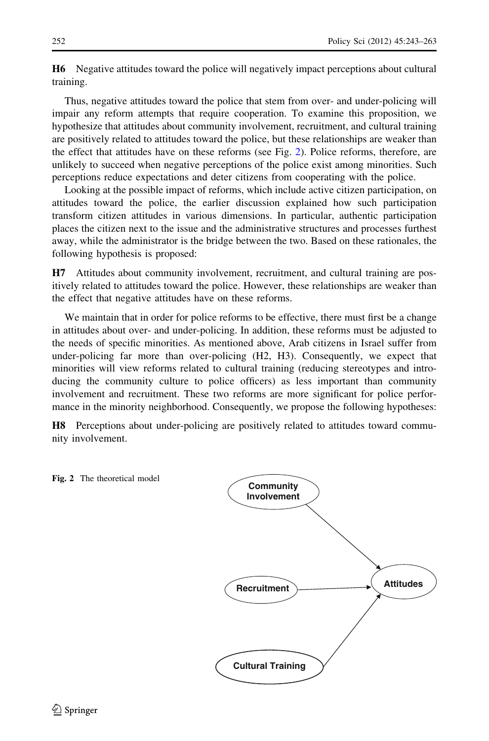**H6** Negative attitudes toward the police will negatively impact perceptions about cultural training.

Thus, negative attitudes toward the police that stem from over- and under-policing will impair any reform attempts that require cooperation. To examine this proposition, we hypothesize that attitudes about community involvement, recruitment, and cultural training are positively related to attitudes toward the police, but these relationships are weaker than the effect that attitudes have on these reforms (see Fig. 2). Police reforms, therefore, are unlikely to succeed when negative perceptions of the police exist among minorities. Such perceptions reduce expectations and deter citizens from cooperating with the police.

Looking at the possible impact of reforms, which include active citizen participation, on attitudes toward the police, the earlier discussion explained how such participation transform citizen attitudes in various dimensions. In particular, authentic participation places the citizen next to the issue and the administrative structures and processes furthest away, while the administrator is the bridge between the two. Based on these rationales, the following hypothesis is proposed:

**H7** Attitudes about community involvement, recruitment, and cultural training are positively related to attitudes toward the police. However, these relationships are weaker than the effect that negative attitudes have on these reforms.

We maintain that in order for police reforms to be effective, there must first be a change in attitudes about over- and under-policing. In addition, these reforms must be adjusted to the needs of specific minorities. As mentioned above, Arab citizens in Israel suffer from under-policing far more than over-policing (H2, H3). Consequently, we expect that minorities will view reforms related to cultural training (reducing stereotypes and introducing the community culture to police officers) as less important than community involvement and recruitment. These two reforms are more significant for police performance in the minority neighborhood. Consequently, we propose the following hypotheses:

**H8** Perceptions about under-policing are positively related to attitudes toward community involvement.

Community Involvement → Attitudes

Recruitment → Attitudes

Cultural Training → Attitudes

**Fig. 2** The theoretical model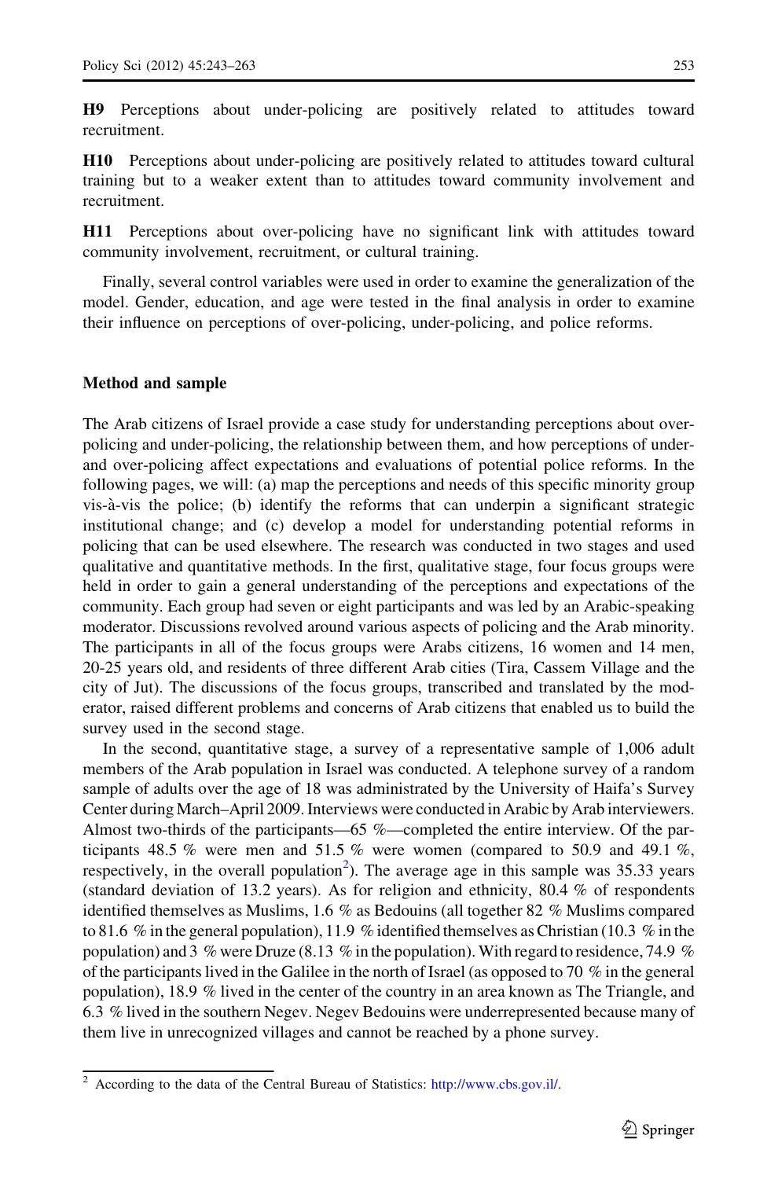**H9** Perceptions about under-policing are positively related to attitudes toward recruitment.

**H10** Perceptions about under-policing are positively related to attitudes toward cultural training but to a weaker extent than to attitudes toward community involvement and recruitment.

**H11** Perceptions about over-policing have no significant link with attitudes toward community involvement, recruitment, or cultural training.

Finally, several control variables were used in order to examine the generalization of the model. Gender, education, and age were tested in the final analysis in order to examine their influence on perceptions of over-policing, under-policing, and police reforms.

## Method and sample

The Arab citizens of Israel provide a case study for understanding perceptions about over-policing and under-policing, the relationship between them, and how perceptions of under- and over-policing affect expectations and evaluations of potential police reforms. In the following pages, we will: (a) map the perceptions and needs of this specific minority group vis-à-vis the police; (b) identify the reforms that can underpin a significant strategic institutional change; and (c) develop a model for understanding potential reforms in policing that can be used elsewhere. The research was conducted in two stages and used qualitative and quantitative methods. In the first, qualitative stage, four focus groups were held in order to gain a general understanding of the perceptions and expectations of the community. Each group had seven or eight participants and was led by an Arabic-speaking moderator. Discussions revolved around various aspects of policing and the Arab minority. The participants in all of the focus groups were Arabs citizens, 16 women and 14 men, 20-25 years old, and residents of three different Arab cities (Tira, Cassem Village and the city of Jut). The discussions of the focus groups, transcribed and translated by the moderator, raised different problems and concerns of Arab citizens that enabled us to build the survey used in the second stage.

In the second, quantitative stage, a survey of a representative sample of 1,006 adult members of the Arab population in Israel was conducted. A telephone survey of a random sample of adults over the age of 18 was administrated by the University of Haifa's Survey Center during March–April 2009. Interviews were conducted in Arabic by Arab interviewers. Almost two-thirds of the participants—65 %—completed the entire interview. Of the participants 48.5 % were men and 51.5 % were women (compared to 50.9 and 49.1 %, respectively, in the overall population[2]). The average age in this sample was 35.33 years (standard deviation of 13.2 years). As for religion and ethnicity, 80.4 % of respondents identified themselves as Muslims, 1.6 % as Bedouins (all together 82 % Muslims compared to 81.6 % in the general population), 11.9 % identified themselves as Christian (10.3 % in the population) and 3 % were Druze (8.13 % in the population). With regard to residence, 74.9 % of the participants lived in the Galilee in the north of Israel (as opposed to 70 % in the general population), 18.9 % lived in the center of the country in an area known as The Triangle, and 6.3 % lived in the southern Negev. Negev Bedouins were underrepresented because many of them live in unrecognized villages and cannot be reached by a phone survey.

[2] According to the data of the Central Bureau of Statistics: http://www.cbs.gov.il/.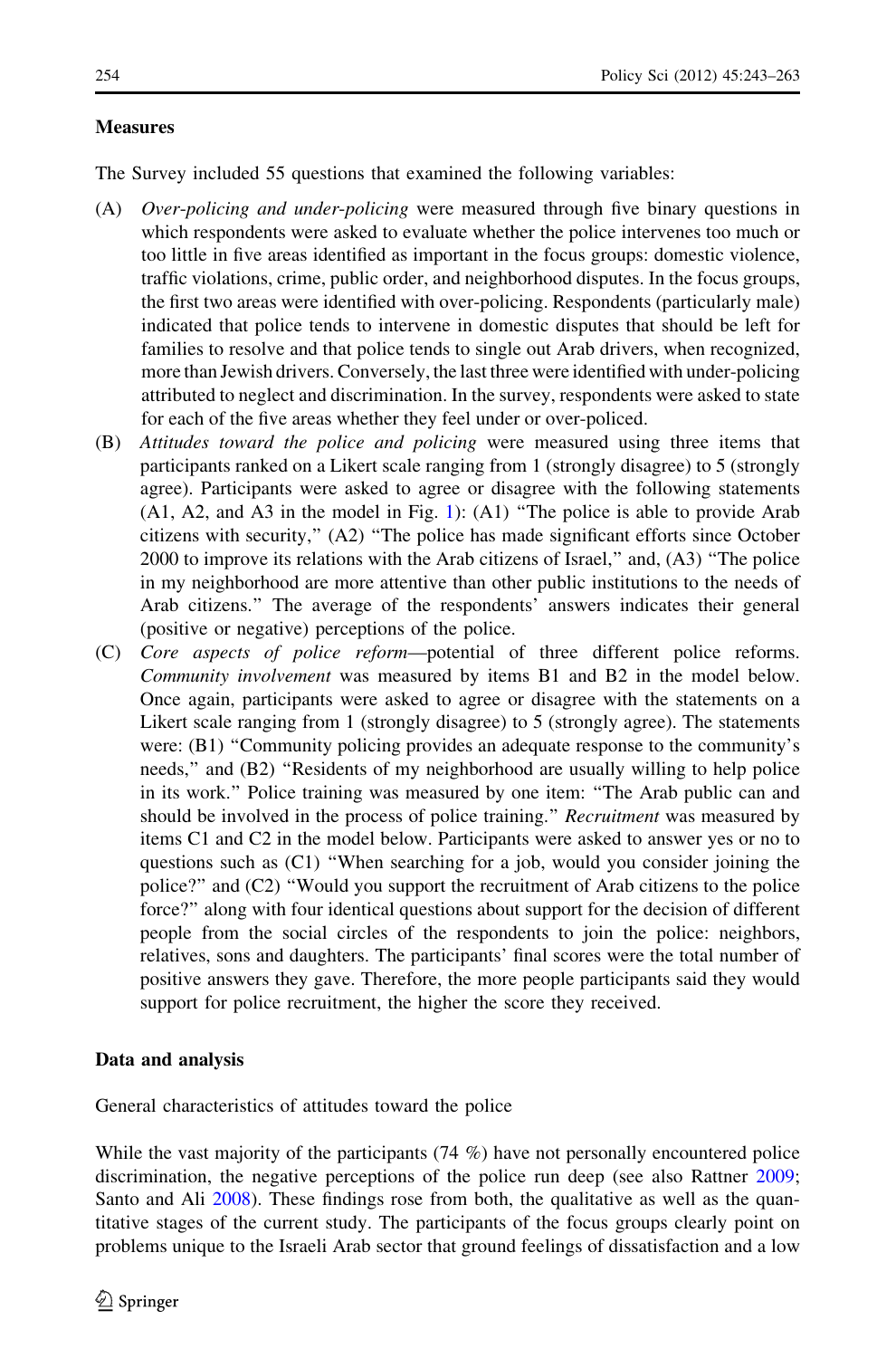### Measures

The Survey included 55 questions that examined the following variables:

(A) *Over-policing and under-policing* were measured through five binary questions in which respondents were asked to evaluate whether the police intervenes too much or too little in five areas identified as important in the focus groups: domestic violence, traffic violations, crime, public order, and neighborhood disputes. In the focus groups, the first two areas were identified with over-policing. Respondents (particularly male) indicated that police tends to intervene in domestic disputes that should be left for families to resolve and that police tends to single out Arab drivers, when recognized, more than Jewish drivers. Conversely, the last three were identified with under-policing attributed to neglect and discrimination. In the survey, respondents were asked to state for each of the five areas whether they feel under or over-policed.

(B) *Attitudes toward the police and policing* were measured using three items that participants ranked on a Likert scale ranging from 1 (strongly disagree) to 5 (strongly agree). Participants were asked to agree or disagree with the following statements (A1, A2, and A3 in the model in Fig. 1): (A1) "The police is able to provide Arab citizens with security," (A2) "The police has made significant efforts since October 2000 to improve its relations with the Arab citizens of Israel," and, (A3) "The police in my neighborhood are more attentive than other public institutions to the needs of Arab citizens." The average of the respondents' answers indicates their general (positive or negative) perceptions of the police.

(C) *Core aspects of police reform*—potential of three different police reforms. *Community involvement* was measured by items B1 and B2 in the model below. Once again, participants were asked to agree or disagree with the statements on a Likert scale ranging from 1 (strongly disagree) to 5 (strongly agree). The statements were: (B1) "Community policing provides an adequate response to the community's needs," and (B2) "Residents of my neighborhood are usually willing to help police in its work." Police training was measured by one item: "The Arab public can and should be involved in the process of police training." *Recruitment* was measured by items C1 and C2 in the model below. Participants were asked to answer yes or no to questions such as (C1) "When searching for a job, would you consider joining the police?" and (C2) "Would you support the recruitment of Arab citizens to the police force?" along with four identical questions about support for the decision of different people from the social circles of the respondents to join the police: neighbors, relatives, sons and daughters. The participants' final scores were the total number of positive answers they gave. Therefore, the more people participants said they would support for police recruitment, the higher the score they received.

### Data and analysis

General characteristics of attitudes toward the police

While the vast majority of the participants (74 %) have not personally encountered police discrimination, the negative perceptions of the police run deep (see also Rattner 2009; Santo and Ali 2008). These findings rose from both, the qualitative as well as the quantitative stages of the current study. The participants of the focus groups clearly point on problems unique to the Israeli Arab sector that ground feelings of dissatisfaction and a low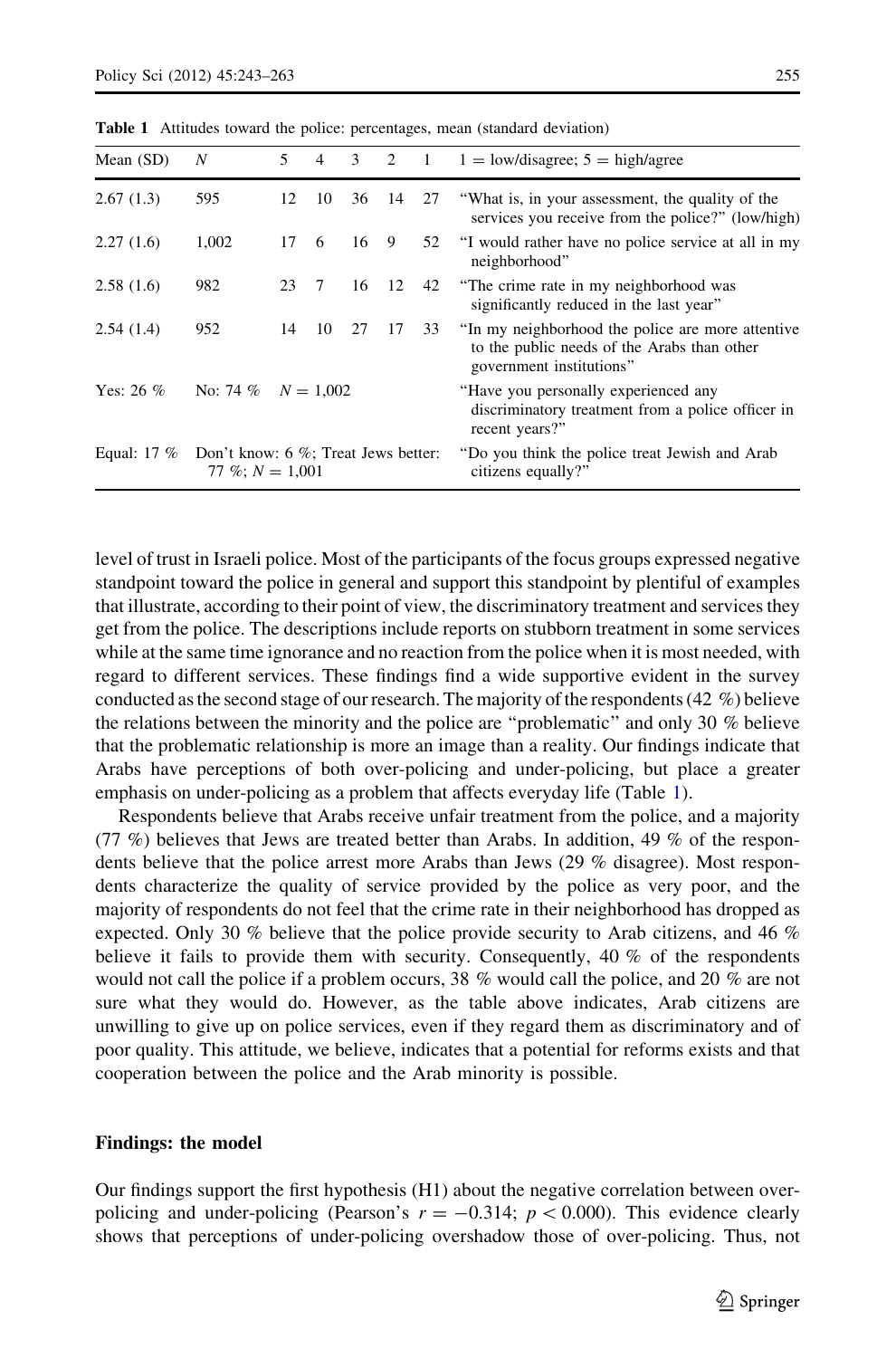**Table 1** Attitudes toward the police: percentages, mean (standard deviation)

| Mean (SD) | N | 5 | 4 | 3 | 2 | 1 | 1 = low/disagree; 5 = high/agree |
|---|---|---|---|---|---|---|---|
| 2.67 (1.3) | 595 | 12 | 10 | 36 | 14 | 27 | "What is, in your assessment, the quality of the services you receive from the police?" (low/high) |
| 2.27 (1.6) | 1,002 | 17 | 6 | 16 | 9 | 52 | "I would rather have no police service at all in my neighborhood" |
| 2.58 (1.6) | 982 | 23 | 7 | 16 | 12 | 42 | "The crime rate in my neighborhood was significantly reduced in the last year" |
| 2.54 (1.4) | 952 | 14 | 10 | 27 | 17 | 33 | "In my neighborhood the police are more attentive to the public needs of the Arabs than other government institutions" |
| Yes: 26 % | No: 74 % | $N = 1{,}002$ | | | | | "Have you personally experienced any discriminatory treatment from a police officer in recent years?" |
| Equal: 17 % | Don't know: 6 %; Treat Jews better: 77 %; $N = 1{,}001$ | | | | | | "Do you think the police treat Jewish and Arab citizens equally?" |

level of trust in Israeli police. Most of the participants of the focus groups expressed negative standpoint toward the police in general and support this standpoint by plentiful of examples that illustrate, according to their point of view, the discriminatory treatment and services they get from the police. The descriptions include reports on stubborn treatment in some services while at the same time ignorance and no reaction from the police when it is most needed, with regard to different services. These findings find a wide supportive evident in the survey conducted as the second stage of our research. The majority of the respondents (42 %) believe the relations between the minority and the police are "problematic" and only 30 % believe that the problematic relationship is more an image than a reality. Our findings indicate that Arabs have perceptions of both over-policing and under-policing, but place a greater emphasis on under-policing as a problem that affects everyday life (Table 1).

Respondents believe that Arabs receive unfair treatment from the police, and a majority (77 %) believes that Jews are treated better than Arabs. In addition, 49 % of the respondents believe that the police arrest more Arabs than Jews (29 % disagree). Most respondents characterize the quality of service provided by the police as very poor, and the majority of respondents do not feel that the crime rate in their neighborhood has dropped as expected. Only 30 % believe that the police provide security to Arab citizens, and 46 % believe it fails to provide them with security. Consequently, 40 % of the respondents would not call the police if a problem occurs, 38 % would call the police, and 20 % are not sure what they would do. However, as the table above indicates, Arab citizens are unwilling to give up on police services, even if they regard them as discriminatory and of poor quality. This attitude, we believe, indicates that a potential for reforms exists and that cooperation between the police and the Arab minority is possible.

#### Findings: the model

Our findings support the first hypothesis (H1) about the negative correlation between over-policing and under-policing (Pearson's $r = -0.314$; $p < 0.000$). This evidence clearly shows that perceptions of under-policing overshadow those of over-policing. Thus, not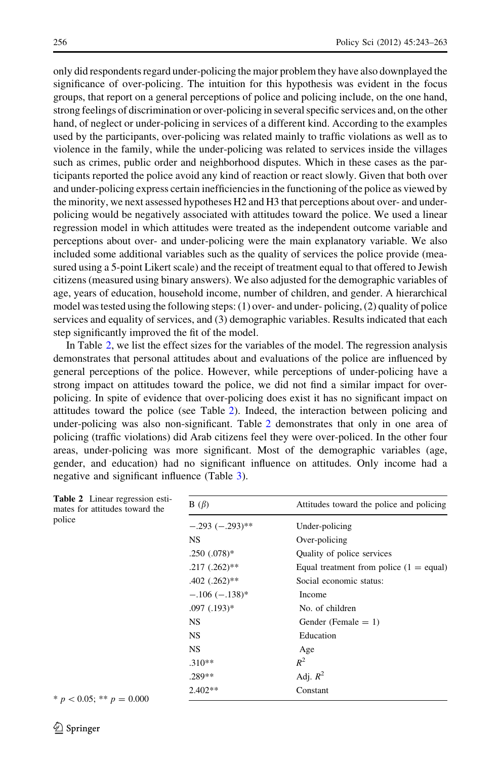only did respondents regard under-policing the major problem they have also downplayed the significance of over-policing. The intuition for this hypothesis was evident in the focus groups, that report on a general perceptions of police and policing include, on the one hand, strong feelings of discrimination or over-policing in several specific services and, on the other hand, of neglect or under-policing in services of a different kind. According to the examples used by the participants, over-policing was related mainly to traffic violations as well as to violence in the family, while the under-policing was related to services inside the villages such as crimes, public order and neighborhood disputes. Which in these cases as the participants reported the police avoid any kind of reaction or react slowly. Given that both over and under-policing express certain inefficiencies in the functioning of the police as viewed by the minority, we next assessed hypotheses H2 and H3 that perceptions about over- and under-policing would be negatively associated with attitudes toward the police. We used a linear regression model in which attitudes were treated as the independent outcome variable and perceptions about over- and under-policing were the main explanatory variable. We also included some additional variables such as the quality of services the police provide (measured using a 5-point Likert scale) and the receipt of treatment equal to that offered to Jewish citizens (measured using binary answers). We also adjusted for the demographic variables of age, years of education, household income, number of children, and gender. A hierarchical model was tested using the following steps: (1) over- and under- policing, (2) quality of police services and equality of services, and (3) demographic variables. Results indicated that each step significantly improved the fit of the model.

In Table 2, we list the effect sizes for the variables of the model. The regression analysis demonstrates that personal attitudes about and evaluations of the police are influenced by general perceptions of the police. However, while perceptions of under-policing have a strong impact on attitudes toward the police, we did not find a similar impact for over-policing. In spite of evidence that over-policing does exist it has no significant impact on attitudes toward the police (see Table 2). Indeed, the interaction between policing and under-policing was also non-significant. Table 2 demonstrates that only in one area of policing (traffic violations) did Arab citizens feel they were over-policed. In the other four areas, under-policing was more significant. Most of the demographic variables (age, gender, and education) had no significant influence on attitudes. Only income had a negative and significant influence (Table 3).

**Table 2** Linear regression estimates for attitudes toward the police

| B ($\beta$) | Attitudes toward the police and policing |
|---|---|
| −.293 (−.293)** | Under-policing |
| NS | Over-policing |
| .250 (.078)* | Quality of police services |
| .217 (.262)** | Equal treatment from police (1 = equal) |
| .402 (.262)** | Social economic status: |
| −.106 (−.138)* | Income |
| .097 (.193)* | No. of children |
| NS | Gender (Female = 1) |
| NS | Education |
| NS | Age |
| .310** | $R^2$ |
| .289** | Adj. $R^2$ |
| 2.402** | Constant |

* $p < 0.05$; ** $p = 0.000$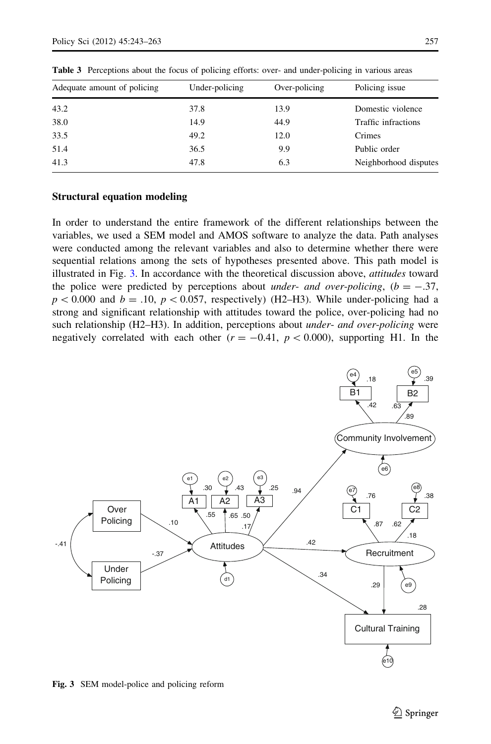**Table 3** Perceptions about the focus of policing efforts: over- and under-policing in various areas

| Adequate amount of policing | Under-policing | Over-policing | Policing issue |
|---|---|---|---|
| 43.2 | 37.8 | 13.9 | Domestic violence |
| 38.0 | 14.9 | 44.9 | Traffic infractions |
| 33.5 | 49.2 | 12.0 | Crimes |
| 51.4 | 36.5 | 9.9 | Public order |
| 41.3 | 47.8 | 6.3 | Neighborhood disputes |

### Structural equation modeling

In order to understand the entire framework of the different relationships between the variables, we used a SEM model and AMOS software to analyze the data. Path analyses were conducted among the relevant variables and also to determine whether there were sequential relations among the sets of hypotheses presented above. This path model is illustrated in Fig. 3. In accordance with the theoretical discussion above, *attitudes* toward the police were predicted by perceptions about *under- and over-policing*, ($b = -.37$, $p < 0.000$ and $b = .10$, $p < 0.057$, respectively) (H2–H3). While under-policing had a strong and significant relationship with attitudes toward the police, over-policing had no such relationship (H2–H3). In addition, perceptions about *under- and over-policing* were negatively correlated with each other ($r = -0.41$, $p < 0.000$), supporting H1. In the

**Fig. 3** SEM model-police and policing reform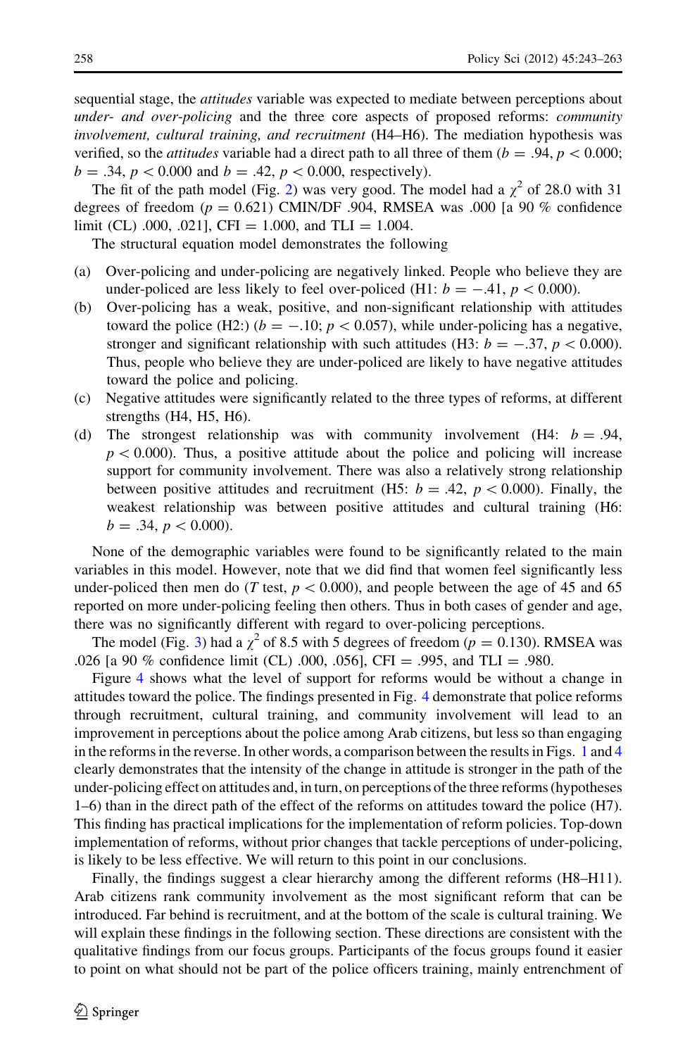sequential stage, the *attitudes* variable was expected to mediate between perceptions about *under- and over-policing* and the three core aspects of proposed reforms: *community involvement, cultural training, and recruitment* (H4–H6). The mediation hypothesis was verified, so the *attitudes* variable had a direct path to all three of them ($b = .94$, $p < 0.000$; $b = .34$, $p < 0.000$ and $b = .42$, $p < 0.000$, respectively).

The fit of the path model (Fig. 2) was very good. The model had a $\chi^2$ of 28.0 with 31 degrees of freedom ($p = 0.621$) CMIN/DF .904, RMSEA was .000 [a 90 % confidence limit (CL) .000, .021], CFI = 1.000, and TLI = 1.004.

The structural equation model demonstrates the following

(a) Over-policing and under-policing are negatively linked. People who believe they are under-policed are less likely to feel over-policed (H1: $b = -.41$, $p < 0.000$).
(b) Over-policing has a weak, positive, and non-significant relationship with attitudes toward the police (H2:) ($b = -.10$; $p < 0.057$), while under-policing has a negative, stronger and significant relationship with such attitudes (H3: $b = -.37$, $p < 0.000$). Thus, people who believe they are under-policed are likely to have negative attitudes toward the police and policing.
(c) Negative attitudes were significantly related to the three types of reforms, at different strengths (H4, H5, H6).
(d) The strongest relationship was with community involvement (H4: $b = .94$, $p < 0.000$). Thus, a positive attitude about the police and policing will increase support for community involvement. There was also a relatively strong relationship between positive attitudes and recruitment (H5: $b = .42$, $p < 0.000$). Finally, the weakest relationship was between positive attitudes and cultural training (H6: $b = .34$, $p < 0.000$).

None of the demographic variables were found to be significantly related to the main variables in this model. However, note that we did find that women feel significantly less under-policed then men do ($T$ test, $p < 0.000$), and people between the age of 45 and 65 reported on more under-policing feeling then others. Thus in both cases of gender and age, there was no significantly different with regard to over-policing perceptions.

The model (Fig. 3) had a $\chi^2$ of 8.5 with 5 degrees of freedom ($p = 0.130$). RMSEA was .026 [a 90 % confidence limit (CL) .000, .056], CFI = .995, and TLI = .980.

Figure 4 shows what the level of support for reforms would be without a change in attitudes toward the police. The findings presented in Fig. 4 demonstrate that police reforms through recruitment, cultural training, and community involvement will lead to an improvement in perceptions about the police among Arab citizens, but less so than engaging in the reforms in the reverse. In other words, a comparison between the results in Figs. 1 and 4 clearly demonstrates that the intensity of the change in attitude is stronger in the path of the under-policing effect on attitudes and, in turn, on perceptions of the three reforms (hypotheses 1–6) than in the direct path of the effect of the reforms on attitudes toward the police (H7). This finding has practical implications for the implementation of reform policies. Top-down implementation of reforms, without prior changes that tackle perceptions of under-policing, is likely to be less effective. We will return to this point in our conclusions.

Finally, the findings suggest a clear hierarchy among the different reforms (H8–H11). Arab citizens rank community involvement as the most significant reform that can be introduced. Far behind is recruitment, and at the bottom of the scale is cultural training. We will explain these findings in the following section. These directions are consistent with the qualitative findings from our focus groups. Participants of the focus groups found it easier to point on what should not be part of the police officers training, mainly entrenchment of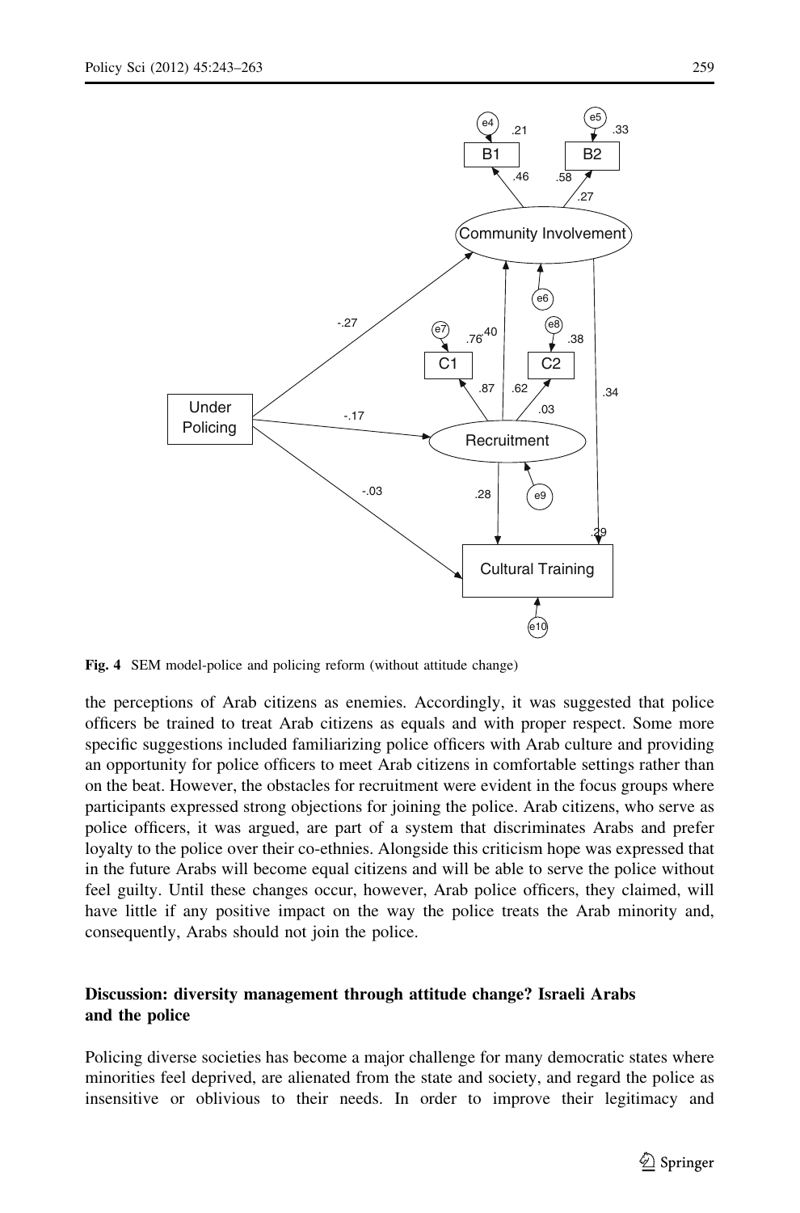Fig. 4 SEM model-police and policing reform (without attitude change)

the perceptions of Arab citizens as enemies. Accordingly, it was suggested that police officers be trained to treat Arab citizens as equals and with proper respect. Some more specific suggestions included familiarizing police officers with Arab culture and providing an opportunity for police officers to meet Arab citizens in comfortable settings rather than on the beat. However, the obstacles for recruitment were evident in the focus groups where participants expressed strong objections for joining the police. Arab citizens, who serve as police officers, it was argued, are part of a system that discriminates Arabs and prefer loyalty to the police over their co-ethnies. Alongside this criticism hope was expressed that in the future Arabs will become equal citizens and will be able to serve the police without feel guilty. Until these changes occur, however, Arab police officers, they claimed, will have little if any positive impact on the way the police treats the Arab minority and, consequently, Arabs should not join the police.

## Discussion: diversity management through attitude change? Israeli Arabs and the police

Policing diverse societies has become a major challenge for many democratic states where minorities feel deprived, are alienated from the state and society, and regard the police as insensitive or oblivious to their needs. In order to improve their legitimacy and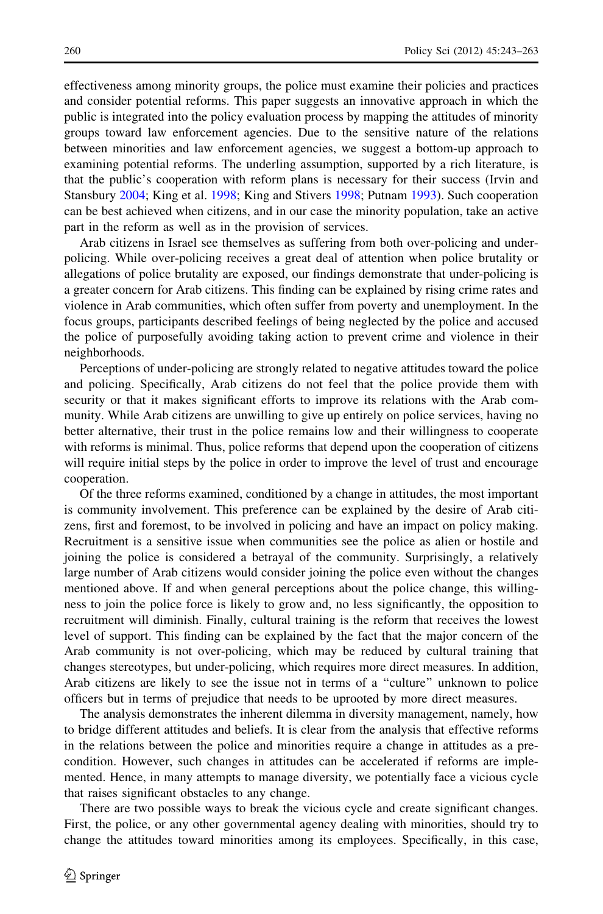effectiveness among minority groups, the police must examine their policies and practices and consider potential reforms. This paper suggests an innovative approach in which the public is integrated into the policy evaluation process by mapping the attitudes of minority groups toward law enforcement agencies. Due to the sensitive nature of the relations between minorities and law enforcement agencies, we suggest a bottom-up approach to examining potential reforms. The underling assumption, supported by a rich literature, is that the public's cooperation with reform plans is necessary for their success (Irvin and Stansbury 2004; King et al. 1998; King and Stivers 1998; Putnam 1993). Such cooperation can be best achieved when citizens, and in our case the minority population, take an active part in the reform as well as in the provision of services.

Arab citizens in Israel see themselves as suffering from both over-policing and under-policing. While over-policing receives a great deal of attention when police brutality or allegations of police brutality are exposed, our findings demonstrate that under-policing is a greater concern for Arab citizens. This finding can be explained by rising crime rates and violence in Arab communities, which often suffer from poverty and unemployment. In the focus groups, participants described feelings of being neglected by the police and accused the police of purposefully avoiding taking action to prevent crime and violence in their neighborhoods.

Perceptions of under-policing are strongly related to negative attitudes toward the police and policing. Specifically, Arab citizens do not feel that the police provide them with security or that it makes significant efforts to improve its relations with the Arab community. While Arab citizens are unwilling to give up entirely on police services, having no better alternative, their trust in the police remains low and their willingness to cooperate with reforms is minimal. Thus, police reforms that depend upon the cooperation of citizens will require initial steps by the police in order to improve the level of trust and encourage cooperation.

Of the three reforms examined, conditioned by a change in attitudes, the most important is community involvement. This preference can be explained by the desire of Arab citizens, first and foremost, to be involved in policing and have an impact on policy making. Recruitment is a sensitive issue when communities see the police as alien or hostile and joining the police is considered a betrayal of the community. Surprisingly, a relatively large number of Arab citizens would consider joining the police even without the changes mentioned above. If and when general perceptions about the police change, this willingness to join the police force is likely to grow and, no less significantly, the opposition to recruitment will diminish. Finally, cultural training is the reform that receives the lowest level of support. This finding can be explained by the fact that the major concern of the Arab community is not over-policing, which may be reduced by cultural training that changes stereotypes, but under-policing, which requires more direct measures. In addition, Arab citizens are likely to see the issue not in terms of a "culture" unknown to police officers but in terms of prejudice that needs to be uprooted by more direct measures.

The analysis demonstrates the inherent dilemma in diversity management, namely, how to bridge different attitudes and beliefs. It is clear from the analysis that effective reforms in the relations between the police and minorities require a change in attitudes as a precondition. However, such changes in attitudes can be accelerated if reforms are implemented. Hence, in many attempts to manage diversity, we potentially face a vicious cycle that raises significant obstacles to any change.

There are two possible ways to break the vicious cycle and create significant changes. First, the police, or any other governmental agency dealing with minorities, should try to change the attitudes toward minorities among its employees. Specifically, in this case,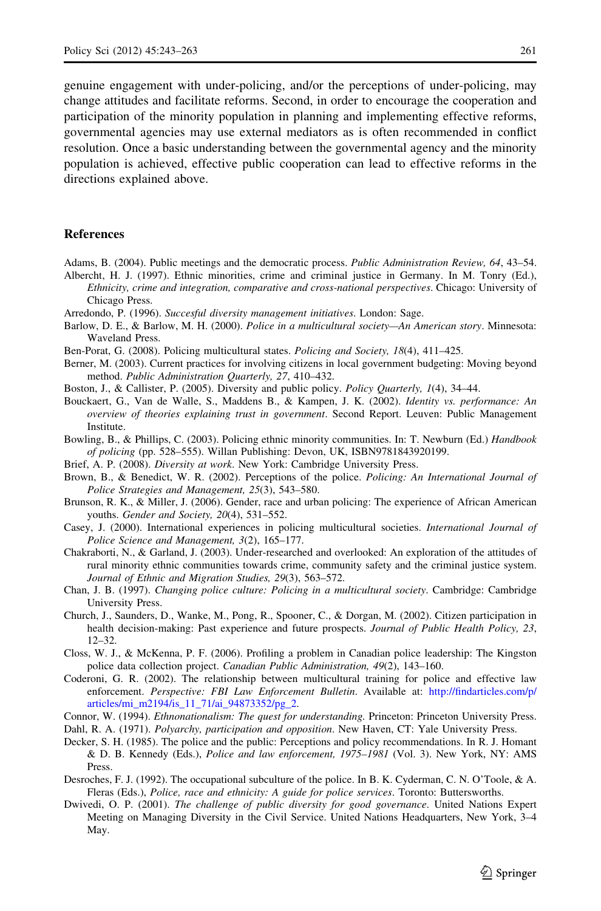genuine engagement with under-policing, and/or the perceptions of under-policing, may change attitudes and facilitate reforms. Second, in order to encourage the cooperation and participation of the minority population in planning and implementing effective reforms, governmental agencies may use external mediators as is often recommended in conflict resolution. Once a basic understanding between the governmental agency and the minority population is achieved, effective public cooperation can lead to effective reforms in the directions explained above.

## References

Adams, B. (2004). Public meetings and the democratic process. *Public Administration Review, 64*, 43–54.

Albercht, H. J. (1997). Ethnic minorities, crime and criminal justice in Germany. In M. Tonry (Ed.), *Ethnicity, crime and integration, comparative and cross-national perspectives*. Chicago: University of Chicago Press.

Arredondo, P. (1996). *Succesful diversity management initiatives*. London: Sage.

Barlow, D. E., & Barlow, M. H. (2000). *Police in a multicultural society—An American story*. Minnesota: Waveland Press.

Ben-Porat, G. (2008). Policing multicultural states. *Policing and Society, 18*(4), 411–425.

Berner, M. (2003). Current practices for involving citizens in local government budgeting: Moving beyond method. *Public Administration Quarterly, 27*, 410–432.

Boston, J., & Callister, P. (2005). Diversity and public policy. *Policy Quarterly, 1*(4), 34–44.

Bouckaert, G., Van de Walle, S., Maddens B., & Kampen, J. K. (2002). *Identity vs. performance: An overview of theories explaining trust in government*. Second Report. Leuven: Public Management Institute.

Bowling, B., & Phillips, C. (2003). Policing ethnic minority communities. In: T. Newburn (Ed.) *Handbook of policing* (pp. 528–555). Willan Publishing: Devon, UK, ISBN9781843920199.

Brief, A. P. (2008). *Diversity at work*. New York: Cambridge University Press.

Brown, B., & Benedict, W. R. (2002). Perceptions of the police. *Policing: An International Journal of Police Strategies and Management, 25*(3), 543–580.

Brunson, R. K., & Miller, J. (2006). Gender, race and urban policing: The experience of African American youths. *Gender and Society, 20*(4), 531–552.

Casey, J. (2000). International experiences in policing multicultural societies. *International Journal of Police Science and Management, 3*(2), 165–177.

Chakraborti, N., & Garland, J. (2003). Under-researched and overlooked: An exploration of the attitudes of rural minority ethnic communities towards crime, community safety and the criminal justice system. *Journal of Ethnic and Migration Studies, 29*(3), 563–572.

Chan, J. B. (1997). *Changing police culture: Policing in a multicultural society*. Cambridge: Cambridge University Press.

Church, J., Saunders, D., Wanke, M., Pong, R., Spooner, C., & Dorgan, M. (2002). Citizen participation in health decision-making: Past experience and future prospects. *Journal of Public Health Policy, 23*, 12–32.

Closs, W. J., & McKenna, P. F. (2006). Profiling a problem in Canadian police leadership: The Kingston police data collection project. *Canadian Public Administration, 49*(2), 143–160.

Coderoni, G. R. (2002). The relationship between multicultural training for police and effective law enforcement. *Perspective: FBI Law Enforcement Bulletin*. Available at: http://findarticles.com/p/articles/mi_m2194/is_11_71/ai_94873352/pg_2.

Connor, W. (1994). *Ethnonationalism: The quest for understanding*. Princeton: Princeton University Press.

Dahl, R. A. (1971). *Polyarchy, participation and opposition*. New Haven, CT: Yale University Press.

Decker, S. H. (1985). The police and the public: Perceptions and policy recommendations. In R. J. Homant & D. B. Kennedy (Eds.), *Police and law enforcement, 1975–1981* (Vol. 3). New York, NY: AMS Press.

Desroches, F. J. (1992). The occupational subculture of the police. In B. K. Cyderman, C. N. O'Toole, & A. Fleras (Eds.), *Police, race and ethnicity: A guide for police services*. Toronto: Buttersworths.

Dwivedi, O. P. (2001). *The challenge of public diversity for good governance*. United Nations Expert Meeting on Managing Diversity in the Civil Service. United Nations Headquarters, New York, 3–4 May.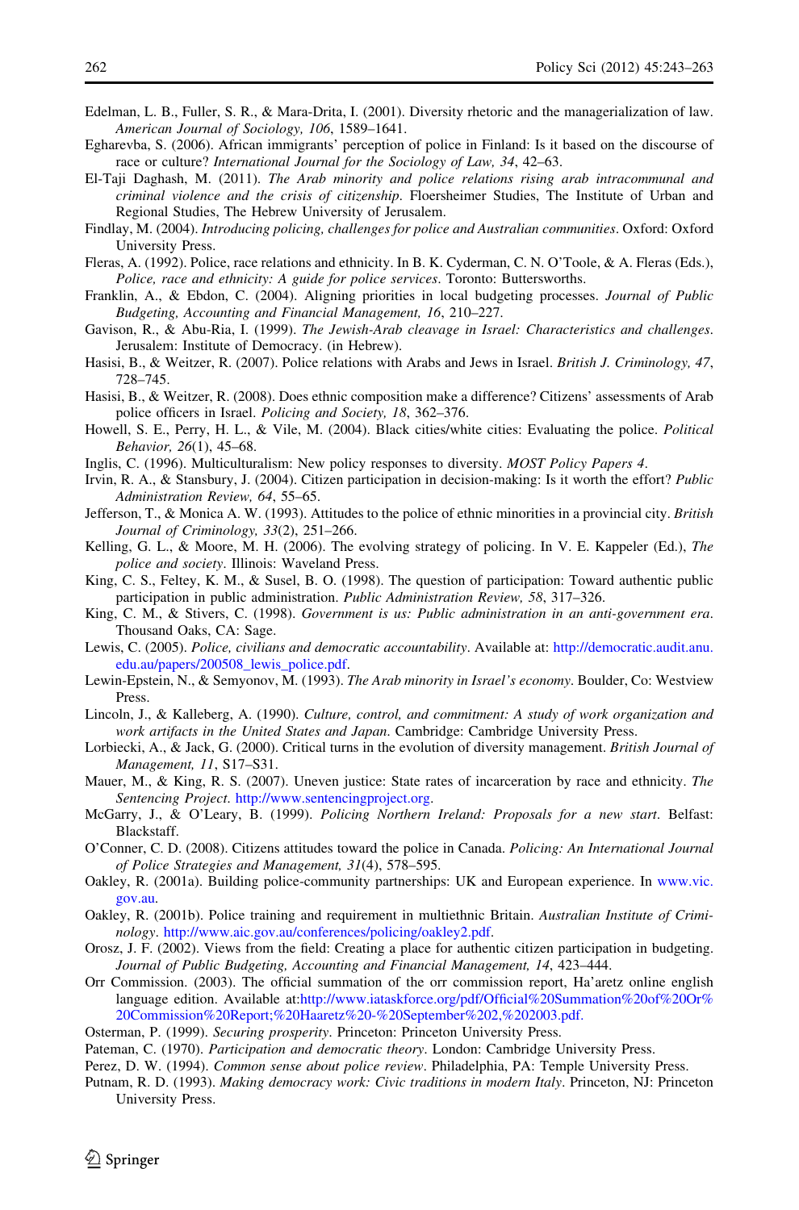Edelman, L. B., Fuller, S. R., & Mara-Drita, I. (2001). Diversity rhetoric and the managerialization of law. *American Journal of Sociology, 106*, 1589–1641.

Egharevba, S. (2006). African immigrants' perception of police in Finland: Is it based on the discourse of race or culture? *International Journal for the Sociology of Law, 34*, 42–63.

El-Taji Daghash, M. (2011). *The Arab minority and police relations rising arab intracommunal and criminal violence and the crisis of citizenship*. Floersheimer Studies, The Institute of Urban and Regional Studies, The Hebrew University of Jerusalem.

Findlay, M. (2004). *Introducing policing, challenges for police and Australian communities*. Oxford: Oxford University Press.

Fleras, A. (1992). Police, race relations and ethnicity. In B. K. Cyderman, C. N. O'Toole, & A. Fleras (Eds.), *Police, race and ethnicity: A guide for police services*. Toronto: Buttersworths.

Franklin, A., & Ebdon, C. (2004). Aligning priorities in local budgeting processes. *Journal of Public Budgeting, Accounting and Financial Management, 16*, 210–227.

Gavison, R., & Abu-Ria, I. (1999). *The Jewish-Arab cleavage in Israel: Characteristics and challenges*. Jerusalem: Institute of Democracy. (in Hebrew).

Hasisi, B., & Weitzer, R. (2007). Police relations with Arabs and Jews in Israel. *British J. Criminology, 47*, 728–745.

Hasisi, B., & Weitzer, R. (2008). Does ethnic composition make a difference? Citizens' assessments of Arab police officers in Israel. *Policing and Society, 18*, 362–376.

Howell, S. E., Perry, H. L., & Vile, M. (2004). Black cities/white cities: Evaluating the police. *Political Behavior, 26*(1), 45–68.

Inglis, C. (1996). Multiculturalism: New policy responses to diversity. *MOST Policy Papers 4*.

Irvin, R. A., & Stansbury, J. (2004). Citizen participation in decision-making: Is it worth the effort? *Public Administration Review, 64*, 55–65.

Jefferson, T., & Monica A. W. (1993). Attitudes to the police of ethnic minorities in a provincial city. *British Journal of Criminology, 33*(2), 251–266.

Kelling, G. L., & Moore, M. H. (2006). The evolving strategy of policing. In V. E. Kappeler (Ed.), *The police and society*. Illinois: Waveland Press.

King, C. S., Feltey, K. M., & Susel, B. O. (1998). The question of participation: Toward authentic public participation in public administration. *Public Administration Review, 58*, 317–326.

King, C. M., & Stivers, C. (1998). *Government is us: Public administration in an anti-government era*. Thousand Oaks, CA: Sage.

Lewis, C. (2005). *Police, civilians and democratic accountability*. Available at: http://democratic.audit.anu.edu.au/papers/200508_lewis_police.pdf.

Lewin-Epstein, N., & Semyonov, M. (1993). *The Arab minority in Israel's economy*. Boulder, Co: Westview Press.

Lincoln, J., & Kalleberg, A. (1990). *Culture, control, and commitment: A study of work organization and work artifacts in the United States and Japan*. Cambridge: Cambridge University Press.

Lorbiecki, A., & Jack, G. (2000). Critical turns in the evolution of diversity management. *British Journal of Management, 11*, S17–S31.

Mauer, M., & King, R. S. (2007). Uneven justice: State rates of incarceration by race and ethnicity. *The Sentencing Project*. http://www.sentencingproject.org.

McGarry, J., & O'Leary, B. (1999). *Policing Northern Ireland: Proposals for a new start*. Belfast: Blackstaff.

O'Conner, C. D. (2008). Citizens attitudes toward the police in Canada. *Policing: An International Journal of Police Strategies and Management, 31*(4), 578–595.

Oakley, R. (2001a). Building police-community partnerships: UK and European experience. In www.vic.gov.au.

Oakley, R. (2001b). Police training and requirement in multiethnic Britain. *Australian Institute of Criminology*. http://www.aic.gov.au/conferences/policing/oakley2.pdf.

Orosz, J. F. (2002). Views from the field: Creating a place for authentic citizen participation in budgeting. *Journal of Public Budgeting, Accounting and Financial Management, 14*, 423–444.

Orr Commission. (2003). The official summation of the orr commission report, Ha'aretz online english language edition. Available at:http://www.iataskforce.org/pdf/Official%20Summation%20of%20Or%20Commission%20Report;%20Haaretz%20-%20September%202,%202003.pdf.

Osterman, P. (1999). *Securing prosperity*. Princeton: Princeton University Press.

Pateman, C. (1970). *Participation and democratic theory*. London: Cambridge University Press.

Perez, D. W. (1994). *Common sense about police review*. Philadelphia, PA: Temple University Press.

Putnam, R. D. (1993). *Making democracy work: Civic traditions in modern Italy*. Princeton, NJ: Princeton University Press.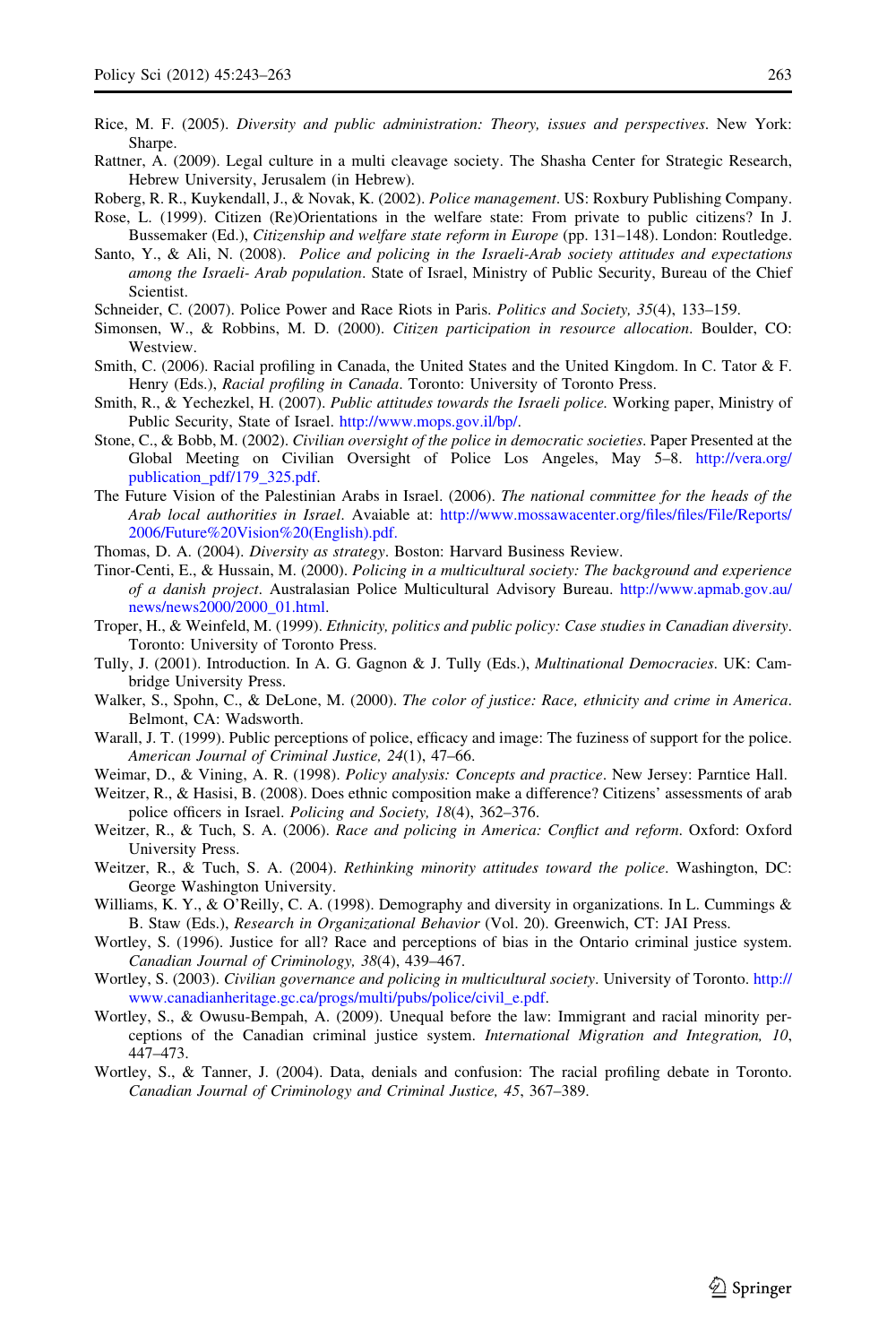Rice, M. F. (2005). *Diversity and public administration: Theory, issues and perspectives*. New York: Sharpe.

Rattner, A. (2009). Legal culture in a multi cleavage society. The Shasha Center for Strategic Research, Hebrew University, Jerusalem (in Hebrew).

Roberg, R. R., Kuykendall, J., & Novak, K. (2002). *Police management*. US: Roxbury Publishing Company.

Rose, L. (1999). Citizen (Re)Orientations in the welfare state: From private to public citizens? In J. Bussemaker (Ed.), *Citizenship and welfare state reform in Europe* (pp. 131–148). London: Routledge.

Santo, Y., & Ali, N. (2008). *Police and policing in the Israeli-Arab society attitudes and expectations among the Israeli- Arab population*. State of Israel, Ministry of Public Security, Bureau of the Chief Scientist.

Schneider, C. (2007). Police Power and Race Riots in Paris. *Politics and Society, 35*(4), 133–159.

Simonsen, W., & Robbins, M. D. (2000). *Citizen participation in resource allocation*. Boulder, CO: Westview.

Smith, C. (2006). Racial profiling in Canada, the United States and the United Kingdom. In C. Tator & F. Henry (Eds.), *Racial profiling in Canada*. Toronto: University of Toronto Press.

Smith, R., & Yechezkel, H. (2007). *Public attitudes towards the Israeli police*. Working paper, Ministry of Public Security, State of Israel. http://www.mops.gov.il/bp/.

Stone, C., & Bobb, M. (2002). *Civilian oversight of the police in democratic societies*. Paper Presented at the Global Meeting on Civilian Oversight of Police Los Angeles, May 5–8. http://vera.org/publication_pdf/179_325.pdf.

The Future Vision of the Palestinian Arabs in Israel. (2006). *The national committee for the heads of the Arab local authorities in Israel*. Avaiable at: http://www.mossawacenter.org/files/files/File/Reports/2006/Future%20Vision%20(English).pdf.

Thomas, D. A. (2004). *Diversity as strategy*. Boston: Harvard Business Review.

Tinor-Centi, E., & Hussain, M. (2000). *Policing in a multicultural society: The background and experience of a danish project*. Australasian Police Multicultural Advisory Bureau. http://www.apmab.gov.au/news/news2000/2000_01.html.

Troper, H., & Weinfeld, M. (1999). *Ethnicity, politics and public policy: Case studies in Canadian diversity*. Toronto: University of Toronto Press.

Tully, J. (2001). Introduction. In A. G. Gagnon & J. Tully (Eds.), *Multinational Democracies*. UK: Cambridge University Press.

Walker, S., Spohn, C., & DeLone, M. (2000). *The color of justice: Race, ethnicity and crime in America*. Belmont, CA: Wadsworth.

Warall, J. T. (1999). Public perceptions of police, efficacy and image: The fuziness of support for the police. *American Journal of Criminal Justice, 24*(1), 47–66.

Weimar, D., & Vining, A. R. (1998). *Policy analysis: Concepts and practice*. New Jersey: Parntice Hall.

Weitzer, R., & Hasisi, B. (2008). Does ethnic composition make a difference? Citizens' assessments of arab police officers in Israel. *Policing and Society, 18*(4), 362–376.

Weitzer, R., & Tuch, S. A. (2006). *Race and policing in America: Conflict and reform*. Oxford: Oxford University Press.

Weitzer, R., & Tuch, S. A. (2004). *Rethinking minority attitudes toward the police*. Washington, DC: George Washington University.

Williams, K. Y., & O'Reilly, C. A. (1998). Demography and diversity in organizations. In L. Cummings & B. Staw (Eds.), *Research in Organizational Behavior* (Vol. 20). Greenwich, CT: JAI Press.

Wortley, S. (1996). Justice for all? Race and perceptions of bias in the Ontario criminal justice system. *Canadian Journal of Criminology, 38*(4), 439–467.

Wortley, S. (2003). *Civilian governance and policing in multicultural society*. University of Toronto. http://www.canadianheritage.gc.ca/progs/multi/pubs/police/civil_e.pdf.

Wortley, S., & Owusu-Bempah, A. (2009). Unequal before the law: Immigrant and racial minority perceptions of the Canadian criminal justice system. *International Migration and Integration, 10*, 447–473.

Wortley, S., & Tanner, J. (2004). Data, denials and confusion: The racial profiling debate in Toronto. *Canadian Journal of Criminology and Criminal Justice, 45*, 367–389.